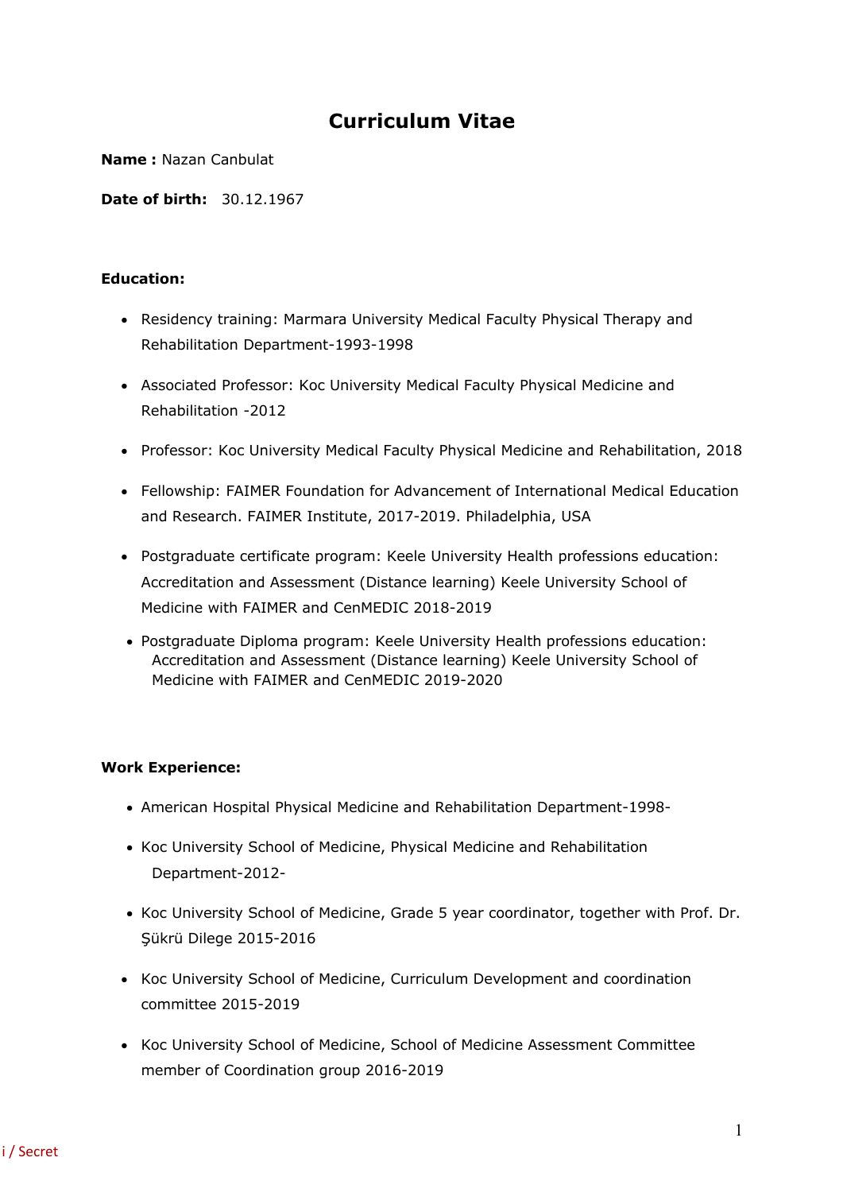# Curriculum Vitae

**Name :** Nazan Canbulat

**Date of birth:** 30.12.1967

**Education:**

- Residency training: Marmara University Medical Faculty Physical Therapy and Rehabilitation Department-1993-1998
- Associated Professor: Koc University Medical Faculty Physical Medicine and Rehabilitation -2012
- Professor: Koc University Medical Faculty Physical Medicine and Rehabilitation, 2018
- Fellowship: FAIMER Foundation for Advancement of International Medical Education and Research. FAIMER Institute, 2017-2019. Philadelphia, USA
- Postgraduate certificate program: Keele University Health professions education: Accreditation and Assessment (Distance learning) Keele University School of Medicine with FAIMER and CenMEDIC 2018-2019
- Postgraduate Diploma program: Keele University Health professions education: Accreditation and Assessment (Distance learning) Keele University School of Medicine with FAIMER and CenMEDIC 2019-2020

**Work Experience:**

- American Hospital Physical Medicine and Rehabilitation Department-1998-
- Koc University School of Medicine, Physical Medicine and Rehabilitation Department-2012-
- Koc University School of Medicine, Grade 5 year coordinator, together with Prof. Dr. Şükrü Dilege 2015-2016
- Koc University School of Medicine, Curriculum Development and coordination committee 2015-2019
- Koc University School of Medicine, School of Medicine Assessment Committee member of Coordination group 2016-2019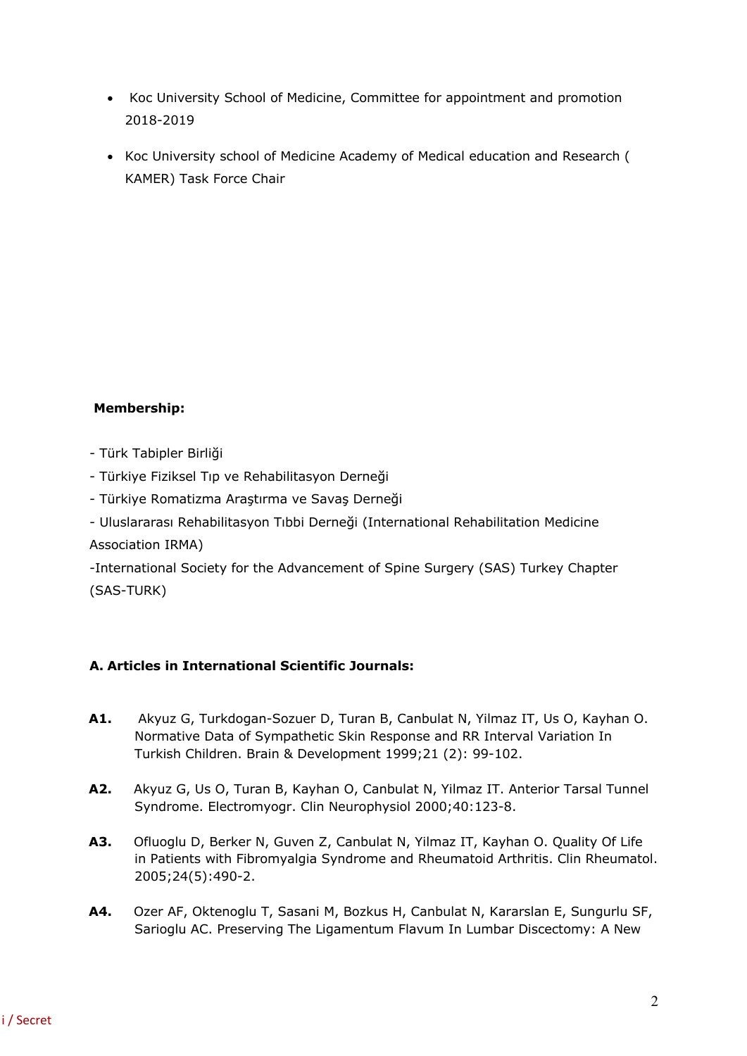- Koc University School of Medicine, Committee for appointment and promotion 2018-2019
- Koc University school of Medicine Academy of Medical education and Research ( KAMER) Task Force Chair

**Membership:**

- Türk Tabipler Birliği
- Türkiye Fiziksel Tıp ve Rehabilitasyon Derneği
- Türkiye Romatizma Araştırma ve Savaş Derneği
- Uluslararası Rehabilitasyon Tıbbi Derneği (International Rehabilitation Medicine Association IRMA)
- International Society for the Advancement of Spine Surgery (SAS) Turkey Chapter (SAS-TURK)

**A. Articles in International Scientific Journals:**

**A1.** Akyuz G, Turkdogan-Sozuer D, Turan B, Canbulat N, Yilmaz IT, Us O, Kayhan O. Normative Data of Sympathetic Skin Response and RR Interval Variation In Turkish Children. Brain & Development 1999;21 (2): 99-102.

**A2.** Akyuz G, Us O, Turan B, Kayhan O, Canbulat N, Yilmaz IT. Anterior Tarsal Tunnel Syndrome. Electromyogr. Clin Neurophysiol 2000;40:123-8.

**A3.** Ofluoglu D, Berker N, Guven Z, Canbulat N, Yilmaz IT, Kayhan O. Quality Of Life in Patients with Fibromyalgia Syndrome and Rheumatoid Arthritis. Clin Rheumatol. 2005;24(5):490-2.

**A4.** Ozer AF, Oktenoglu T, Sasani M, Bozkus H, Canbulat N, Kararslan E, Sungurlu SF, Sarioglu AC. Preserving The Ligamentum Flavum In Lumbar Discectomy: A New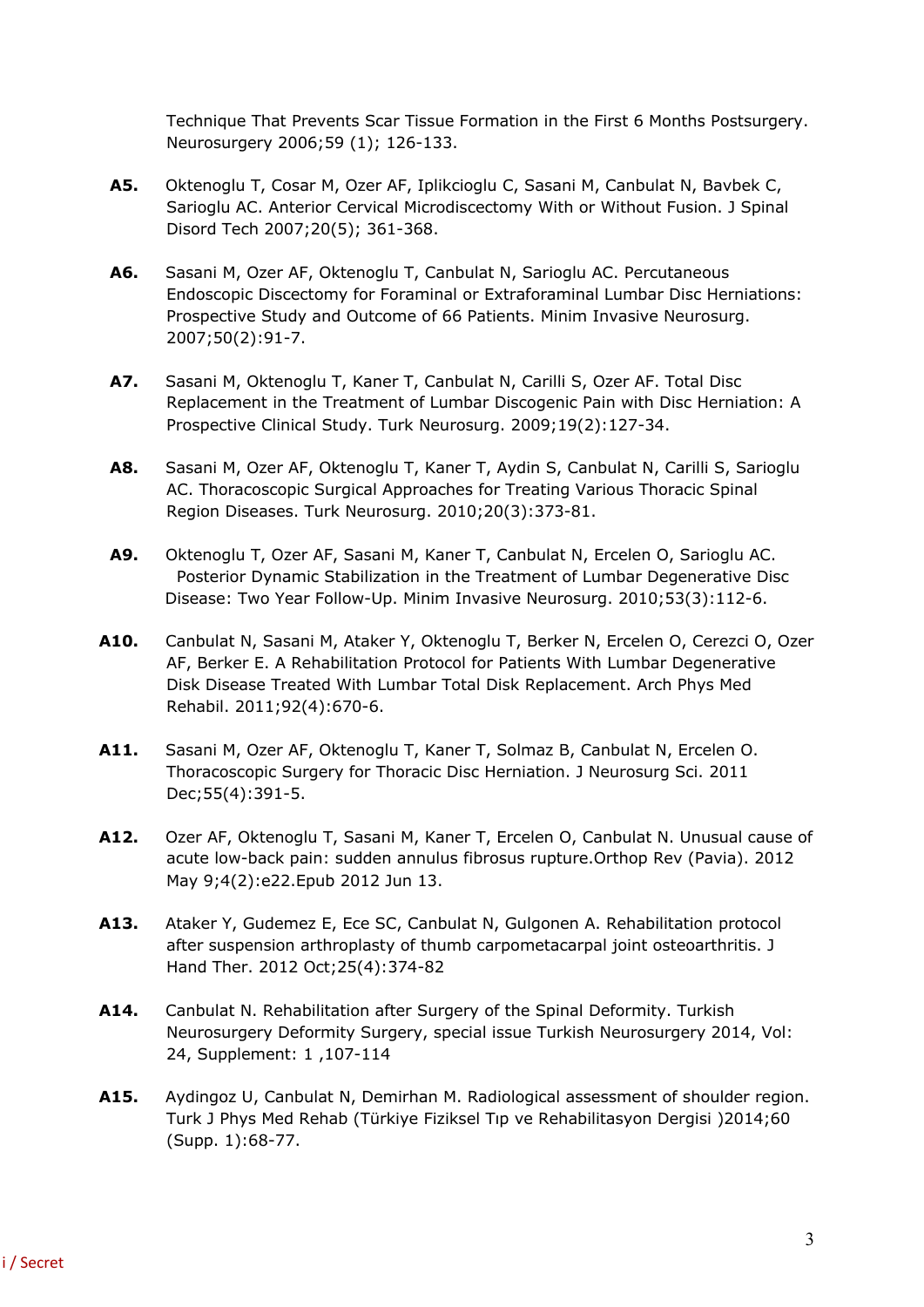Technique That Prevents Scar Tissue Formation in the First 6 Months Postsurgery. Neurosurgery 2006;59 (1); 126-133.

**A5.** Oktenoglu T, Cosar M, Ozer AF, Iplikcioglu C, Sasani M, Canbulat N, Bavbek C, Sarioglu AC. Anterior Cervical Microdiscectomy With or Without Fusion. J Spinal Disord Tech 2007;20(5); 361-368.

**A6.** Sasani M, Ozer AF, Oktenoglu T, Canbulat N, Sarioglu AC. Percutaneous Endoscopic Discectomy for Foraminal or Extraforaminal Lumbar Disc Herniations: Prospective Study and Outcome of 66 Patients. Minim Invasive Neurosurg. 2007;50(2):91-7.

**A7.** Sasani M, Oktenoglu T, Kaner T, Canbulat N, Carilli S, Ozer AF. Total Disc Replacement in the Treatment of Lumbar Discogenic Pain with Disc Herniation: A Prospective Clinical Study. Turk Neurosurg. 2009;19(2):127-34.

**A8.** Sasani M, Ozer AF, Oktenoglu T, Kaner T, Aydin S, Canbulat N, Carilli S, Sarioglu AC. Thoracoscopic Surgical Approaches for Treating Various Thoracic Spinal Region Diseases. Turk Neurosurg. 2010;20(3):373-81.

**A9.** Oktenoglu T, Ozer AF, Sasani M, Kaner T, Canbulat N, Ercelen O, Sarioglu AC. Posterior Dynamic Stabilization in the Treatment of Lumbar Degenerative Disc Disease: Two Year Follow-Up. Minim Invasive Neurosurg. 2010;53(3):112-6.

**A10.** Canbulat N, Sasani M, Ataker Y, Oktenoglu T, Berker N, Ercelen O, Cerezci O, Ozer AF, Berker E. A Rehabilitation Protocol for Patients With Lumbar Degenerative Disk Disease Treated With Lumbar Total Disk Replacement. Arch Phys Med Rehabil. 2011;92(4):670-6.

**A11.** Sasani M, Ozer AF, Oktenoglu T, Kaner T, Solmaz B, Canbulat N, Ercelen O. Thoracoscopic Surgery for Thoracic Disc Herniation. J Neurosurg Sci. 2011 Dec;55(4):391-5.

**A12.** Ozer AF, Oktenoglu T, Sasani M, Kaner T, Ercelen O, Canbulat N. Unusual cause of acute low-back pain: sudden annulus fibrosus rupture.Orthop Rev (Pavia). 2012 May 9;4(2):e22.Epub 2012 Jun 13.

**A13.** Ataker Y, Gudemez E, Ece SC, Canbulat N, Gulgonen A. Rehabilitation protocol after suspension arthroplasty of thumb carpometacarpal joint osteoarthritis. J Hand Ther. 2012 Oct;25(4):374-82

**A14.** Canbulat N. Rehabilitation after Surgery of the Spinal Deformity. Turkish Neurosurgery Deformity Surgery, special issue Turkish Neurosurgery 2014, Vol: 24, Supplement: 1 ,107-114

**A15.** Aydingoz U, Canbulat N, Demirhan M. Radiological assessment of shoulder region. Turk J Phys Med Rehab (Türkiye Fiziksel Tıp ve Rehabilitasyon Dergisi )2014;60 (Supp. 1):68-77.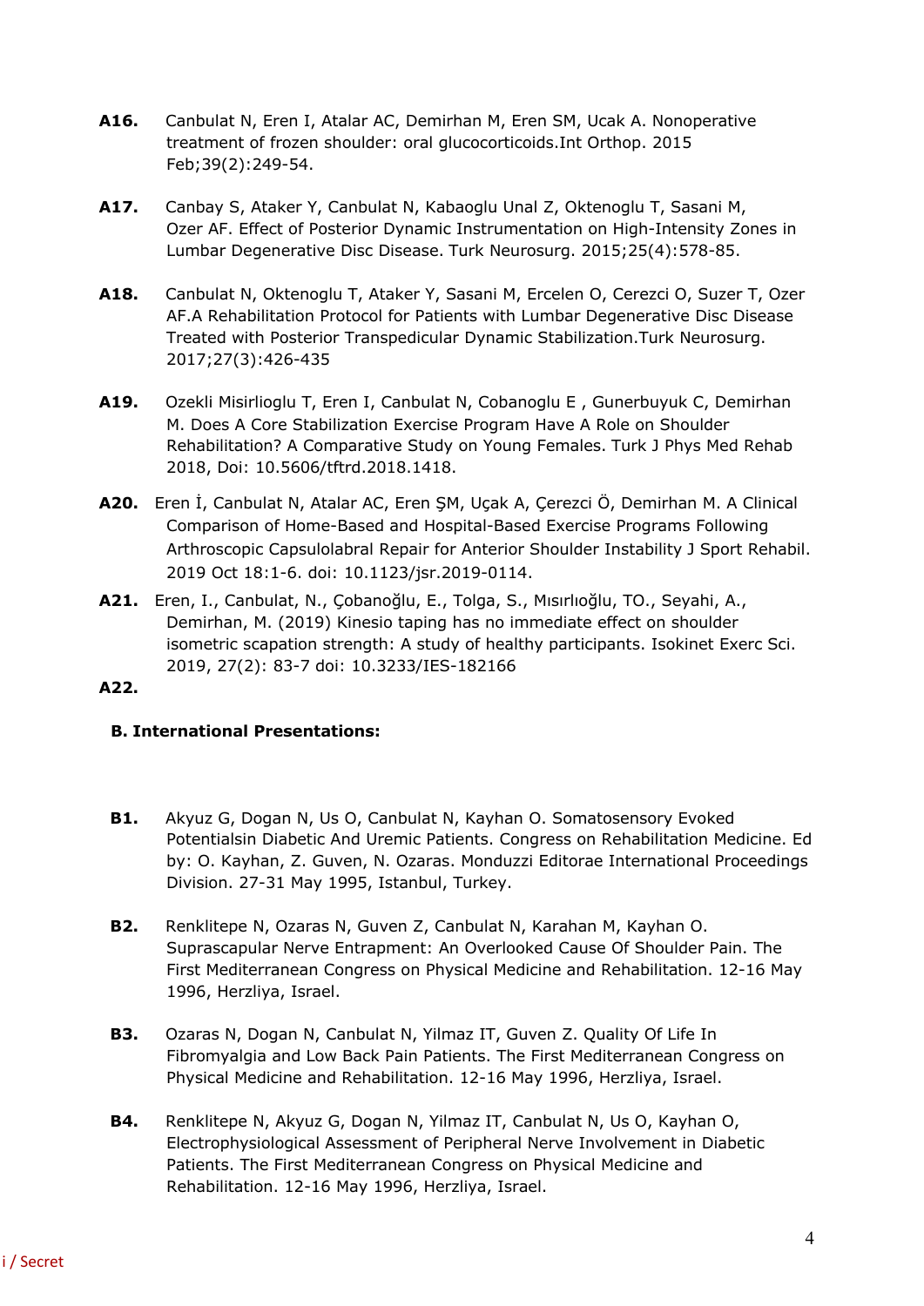**A16.** Canbulat N, Eren I, Atalar AC, Demirhan M, Eren SM, Ucak A. Nonoperative treatment of frozen shoulder: oral glucocorticoids.Int Orthop. 2015 Feb;39(2):249-54.

**A17.** Canbay S, Ataker Y, Canbulat N, Kabaoglu Unal Z, Oktenoglu T, Sasani M, Ozer AF. Effect of Posterior Dynamic Instrumentation on High-Intensity Zones in Lumbar Degenerative Disc Disease. Turk Neurosurg. 2015;25(4):578-85.

**A18.** Canbulat N, Oktenoglu T, Ataker Y, Sasani M, Ercelen O, Cerezci O, Suzer T, Ozer AF.A Rehabilitation Protocol for Patients with Lumbar Degenerative Disc Disease Treated with Posterior Transpedicular Dynamic Stabilization.Turk Neurosurg. 2017;27(3):426-435

**A19.** Ozekli Misirlioglu T, Eren I, Canbulat N, Cobanoglu E , Gunerbuyuk C, Demirhan M. Does A Core Stabilization Exercise Program Have A Role on Shoulder Rehabilitation? A Comparative Study on Young Females. Turk J Phys Med Rehab 2018, Doi: 10.5606/tftrd.2018.1418.

**A20.** Eren İ, Canbulat N, Atalar AC, Eren ŞM, Uçak A, Çerezci Ö, Demirhan M. A Clinical Comparison of Home-Based and Hospital-Based Exercise Programs Following Arthroscopic Capsulolabral Repair for Anterior Shoulder Instability J Sport Rehabil. 2019 Oct 18:1-6. doi: 10.1123/jsr.2019-0114.

**A21.** Eren, I., Canbulat, N., Çobanoğlu, E., Tolga, S., Mısırlıoğlu, TO., Seyahi, A., Demirhan, M. (2019) Kinesio taping has no immediate effect on shoulder isometric scapation strength: A study of healthy participants. Isokinet Exerc Sci. 2019, 27(2): 83-7 doi: 10.3233/IES-182166

**A22.**

**B. International Presentations:**

**B1.** Akyuz G, Dogan N, Us O, Canbulat N, Kayhan O. Somatosensory Evoked Potentialsin Diabetic And Uremic Patients. Congress on Rehabilitation Medicine. Ed by: O. Kayhan, Z. Guven, N. Ozaras. Monduzzi Editorae International Proceedings Division. 27-31 May 1995, Istanbul, Turkey.

**B2.** Renklitepe N, Ozaras N, Guven Z, Canbulat N, Karahan M, Kayhan O. Suprascapular Nerve Entrapment: An Overlooked Cause Of Shoulder Pain. The First Mediterranean Congress on Physical Medicine and Rehabilitation. 12-16 May 1996, Herzliya, Israel.

**B3.** Ozaras N, Dogan N, Canbulat N, Yilmaz IT, Guven Z. Quality Of Life In Fibromyalgia and Low Back Pain Patients. The First Mediterranean Congress on Physical Medicine and Rehabilitation. 12-16 May 1996, Herzliya, Israel.

**B4.** Renklitepe N, Akyuz G, Dogan N, Yilmaz IT, Canbulat N, Us O, Kayhan O, Electrophysiological Assessment of Peripheral Nerve Involvement in Diabetic Patients. The First Mediterranean Congress on Physical Medicine and Rehabilitation. 12-16 May 1996, Herzliya, Israel.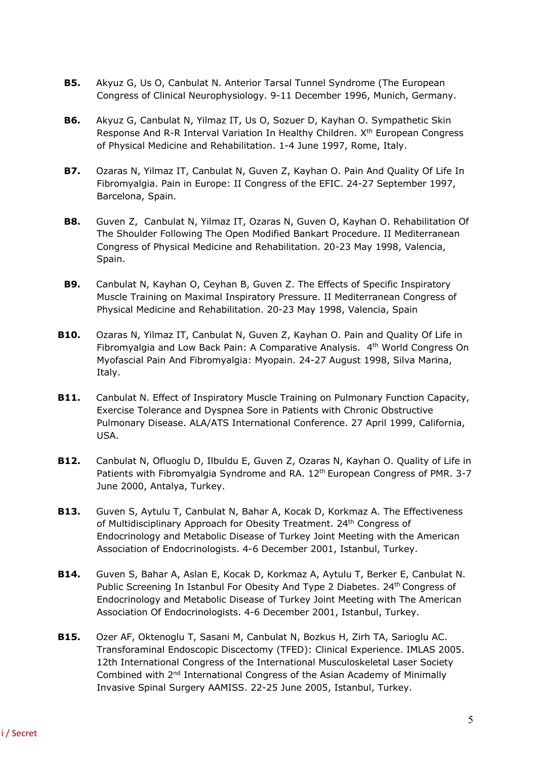**B5.** Akyuz G, Us O, Canbulat N. Anterior Tarsal Tunnel Syndrome (The European Congress of Clinical Neurophysiology. 9-11 December 1996, Munich, Germany.

**B6.** Akyuz G, Canbulat N, Yilmaz IT, Us O, Sozuer D, Kayhan O. Sympathetic Skin Response And R-R Interval Variation In Healthy Children. X[th] European Congress of Physical Medicine and Rehabilitation. 1-4 June 1997, Rome, Italy.

**B7.** Ozaras N, Yilmaz IT, Canbulat N, Guven Z, Kayhan O. Pain And Quality Of Life In Fibromyalgia. Pain in Europe: II Congress of the EFIC. 24-27 September 1997, Barcelona, Spain.

**B8.** Guven Z, Canbulat N, Yilmaz IT, Ozaras N, Guven O, Kayhan O. Rehabilitation Of The Shoulder Following The Open Modified Bankart Procedure. II Mediterranean Congress of Physical Medicine and Rehabilitation. 20-23 May 1998, Valencia, Spain.

**B9.** Canbulat N, Kayhan O, Ceyhan B, Guven Z. The Effects of Specific Inspiratory Muscle Training on Maximal Inspiratory Pressure. II Mediterranean Congress of Physical Medicine and Rehabilitation. 20-23 May 1998, Valencia, Spain

**B10.** Ozaras N, Yilmaz IT, Canbulat N, Guven Z, Kayhan O. Pain and Quality Of Life in Fibromyalgia and Low Back Pain: A Comparative Analysis. 4[th] World Congress On Myofascial Pain And Fibromyalgia: Myopain. 24-27 August 1998, Silva Marina, Italy.

**B11.** Canbulat N. Effect of Inspiratory Muscle Training on Pulmonary Function Capacity, Exercise Tolerance and Dyspnea Sore in Patients with Chronic Obstructive Pulmonary Disease. ALA/ATS International Conference. 27 April 1999, California, USA.

**B12.** Canbulat N, Ofluoglu D, Ilbuldu E, Guven Z, Ozaras N, Kayhan O. Quality of Life in Patients with Fibromyalgia Syndrome and RA. 12[th] European Congress of PMR. 3-7 June 2000, Antalya, Turkey.

**B13.** Guven S, Aytulu T, Canbulat N, Bahar A, Kocak D, Korkmaz A. The Effectiveness of Multidisciplinary Approach for Obesity Treatment. 24[th] Congress of Endocrinology and Metabolic Disease of Turkey Joint Meeting with the American Association of Endocrinologists. 4-6 December 2001, Istanbul, Turkey.

**B14.** Guven S, Bahar A, Aslan E, Kocak D, Korkmaz A, Aytulu T, Berker E, Canbulat N. Public Screening In Istanbul For Obesity And Type 2 Diabetes. 24[th] Congress of Endocrinology and Metabolic Disease of Turkey Joint Meeting with The American Association Of Endocrinologists. 4-6 December 2001, Istanbul, Turkey.

**B15.** Ozer AF, Oktenoglu T, Sasani M, Canbulat N, Bozkus H, Zirh TA, Sarioglu AC. Transforaminal Endoscopic Discectomy (TFED): Clinical Experience. IMLAS 2005. 12th International Congress of the International Musculoskeletal Laser Society Combined with 2[nd] International Congress of the Asian Academy of Minimally Invasive Spinal Surgery AAMISS. 22-25 June 2005, Istanbul, Turkey.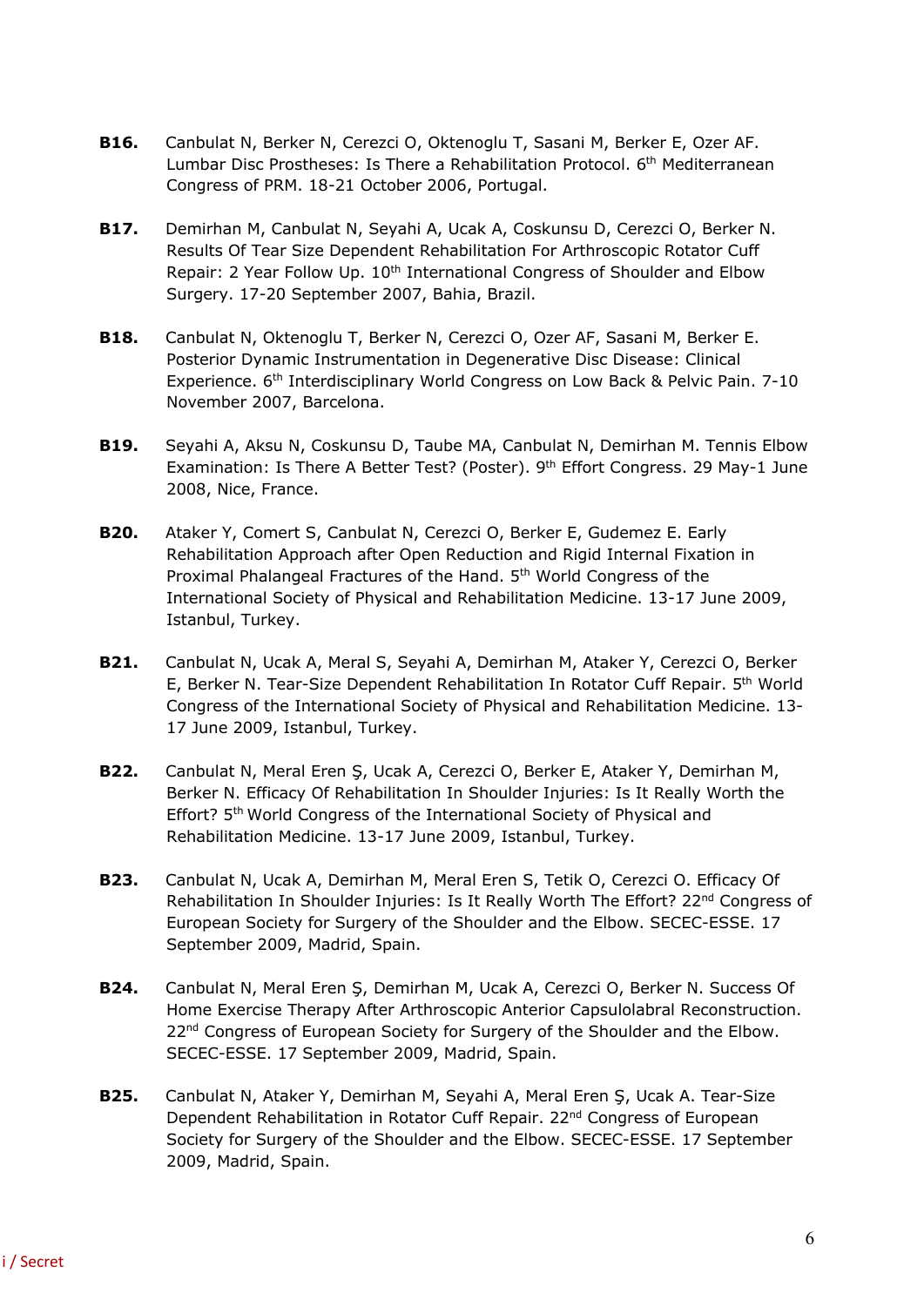**B16.** Canbulat N, Berker N, Cerezci O, Oktenoglu T, Sasani M, Berker E, Ozer AF. Lumbar Disc Prostheses: Is There a Rehabilitation Protocol. 6th Mediterranean Congress of PRM. 18-21 October 2006, Portugal.

**B17.** Demirhan M, Canbulat N, Seyahi A, Ucak A, Coskunsu D, Cerezci O, Berker N. Results Of Tear Size Dependent Rehabilitation For Arthroscopic Rotator Cuff Repair: 2 Year Follow Up. 10th International Congress of Shoulder and Elbow Surgery. 17-20 September 2007, Bahia, Brazil.

**B18.** Canbulat N, Oktenoglu T, Berker N, Cerezci O, Ozer AF, Sasani M, Berker E. Posterior Dynamic Instrumentation in Degenerative Disc Disease: Clinical Experience. 6th Interdisciplinary World Congress on Low Back & Pelvic Pain. 7-10 November 2007, Barcelona.

**B19.** Seyahi A, Aksu N, Coskunsu D, Taube MA, Canbulat N, Demirhan M. Tennis Elbow Examination: Is There A Better Test? (Poster). 9th Effort Congress. 29 May-1 June 2008, Nice, France.

**B20.** Ataker Y, Comert S, Canbulat N, Cerezci O, Berker E, Gudemez E. Early Rehabilitation Approach after Open Reduction and Rigid Internal Fixation in Proximal Phalangeal Fractures of the Hand. 5th World Congress of the International Society of Physical and Rehabilitation Medicine. 13-17 June 2009, Istanbul, Turkey.

**B21.** Canbulat N, Ucak A, Meral S, Seyahi A, Demirhan M, Ataker Y, Cerezci O, Berker E, Berker N. Tear-Size Dependent Rehabilitation In Rotator Cuff Repair. 5th World Congress of the International Society of Physical and Rehabilitation Medicine. 13-17 June 2009, Istanbul, Turkey.

**B22.** Canbulat N, Meral Eren Ş, Ucak A, Cerezci O, Berker E, Ataker Y, Demirhan M, Berker N. Efficacy Of Rehabilitation In Shoulder Injuries: Is It Really Worth the Effort? 5th World Congress of the International Society of Physical and Rehabilitation Medicine. 13-17 June 2009, Istanbul, Turkey.

**B23.** Canbulat N, Ucak A, Demirhan M, Meral Eren S, Tetik O, Cerezci O. Efficacy Of Rehabilitation In Shoulder Injuries: Is It Really Worth The Effort? 22nd Congress of European Society for Surgery of the Shoulder and the Elbow. SECEC-ESSE. 17 September 2009, Madrid, Spain.

**B24.** Canbulat N, Meral Eren Ş, Demirhan M, Ucak A, Cerezci O, Berker N. Success Of Home Exercise Therapy After Arthroscopic Anterior Capsulolabral Reconstruction. 22nd Congress of European Society for Surgery of the Shoulder and the Elbow. SECEC-ESSE. 17 September 2009, Madrid, Spain.

**B25.** Canbulat N, Ataker Y, Demirhan M, Seyahi A, Meral Eren Ş, Ucak A. Tear-Size Dependent Rehabilitation in Rotator Cuff Repair. 22nd Congress of European Society for Surgery of the Shoulder and the Elbow. SECEC-ESSE. 17 September 2009, Madrid, Spain.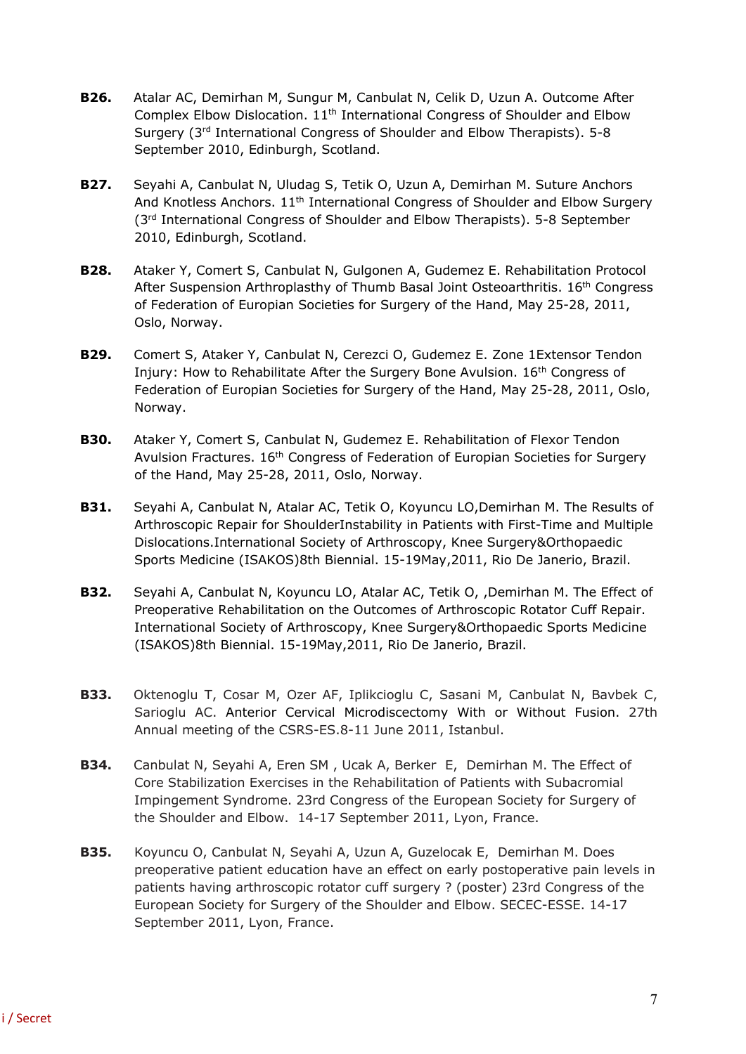**B26.** Atalar AC, Demirhan M, Sungur M, Canbulat N, Celik D, Uzun A. Outcome After Complex Elbow Dislocation. 11th International Congress of Shoulder and Elbow Surgery (3rd International Congress of Shoulder and Elbow Therapists). 5-8 September 2010, Edinburgh, Scotland.

**B27.** Seyahi A, Canbulat N, Uludag S, Tetik O, Uzun A, Demirhan M. Suture Anchors And Knotless Anchors. 11th International Congress of Shoulder and Elbow Surgery (3rd International Congress of Shoulder and Elbow Therapists). 5-8 September 2010, Edinburgh, Scotland.

**B28.** Ataker Y, Comert S, Canbulat N, Gulgonen A, Gudemez E. Rehabilitation Protocol After Suspension Arthroplasty of Thumb Basal Joint Osteoarthritis. 16th Congress of Federation of Europian Societies for Surgery of the Hand, May 25-28, 2011, Oslo, Norway.

**B29.** Comert S, Ataker Y, Canbulat N, Cerezci O, Gudemez E. Zone 1Extensor Tendon Injury: How to Rehabilitate After the Surgery Bone Avulsion. 16th Congress of Federation of Europian Societies for Surgery of the Hand, May 25-28, 2011, Oslo, Norway.

**B30.** Ataker Y, Comert S, Canbulat N, Gudemez E. Rehabilitation of Flexor Tendon Avulsion Fractures. 16th Congress of Federation of Europian Societies for Surgery of the Hand, May 25-28, 2011, Oslo, Norway.

**B31.** Seyahi A, Canbulat N, Atalar AC, Tetik O, Koyuncu LO,Demirhan M. The Results of Arthroscopic Repair for ShoulderInstability in Patients with First-Time and Multiple Dislocations.International Society of Arthroscopy, Knee Surgery&Orthopaedic Sports Medicine (ISAKOS)8th Biennial. 15-19May,2011, Rio De Janerio, Brazil.

**B32.** Seyahi A, Canbulat N, Koyuncu LO, Atalar AC, Tetik O, ,Demirhan M. The Effect of Preoperative Rehabilitation on the Outcomes of Arthroscopic Rotator Cuff Repair. International Society of Arthroscopy, Knee Surgery&Orthopaedic Sports Medicine (ISAKOS)8th Biennial. 15-19May,2011, Rio De Janerio, Brazil.

**B33.** Oktenoglu T, Cosar M, Ozer AF, Iplikcioglu C, Sasani M, Canbulat N, Bavbek C, Sarioglu AC. Anterior Cervical Microdiscectomy With or Without Fusion. 27th Annual meeting of the CSRS-ES.8-11 June 2011, Istanbul.

**B34.** Canbulat N, Seyahi A, Eren SM , Ucak A, Berker E, Demirhan M. The Effect of Core Stabilization Exercises in the Rehabilitation of Patients with Subacromial Impingement Syndrome. 23rd Congress of the European Society for Surgery of the Shoulder and Elbow. 14-17 September 2011, Lyon, France.

**B35.** Koyuncu O, Canbulat N, Seyahi A, Uzun A, Guzelocak E, Demirhan M. Does preoperative patient education have an effect on early postoperative pain levels in patients having arthroscopic rotator cuff surgery ? (poster) 23rd Congress of the European Society for Surgery of the Shoulder and Elbow. SECEC-ESSE. 14-17 September 2011, Lyon, France.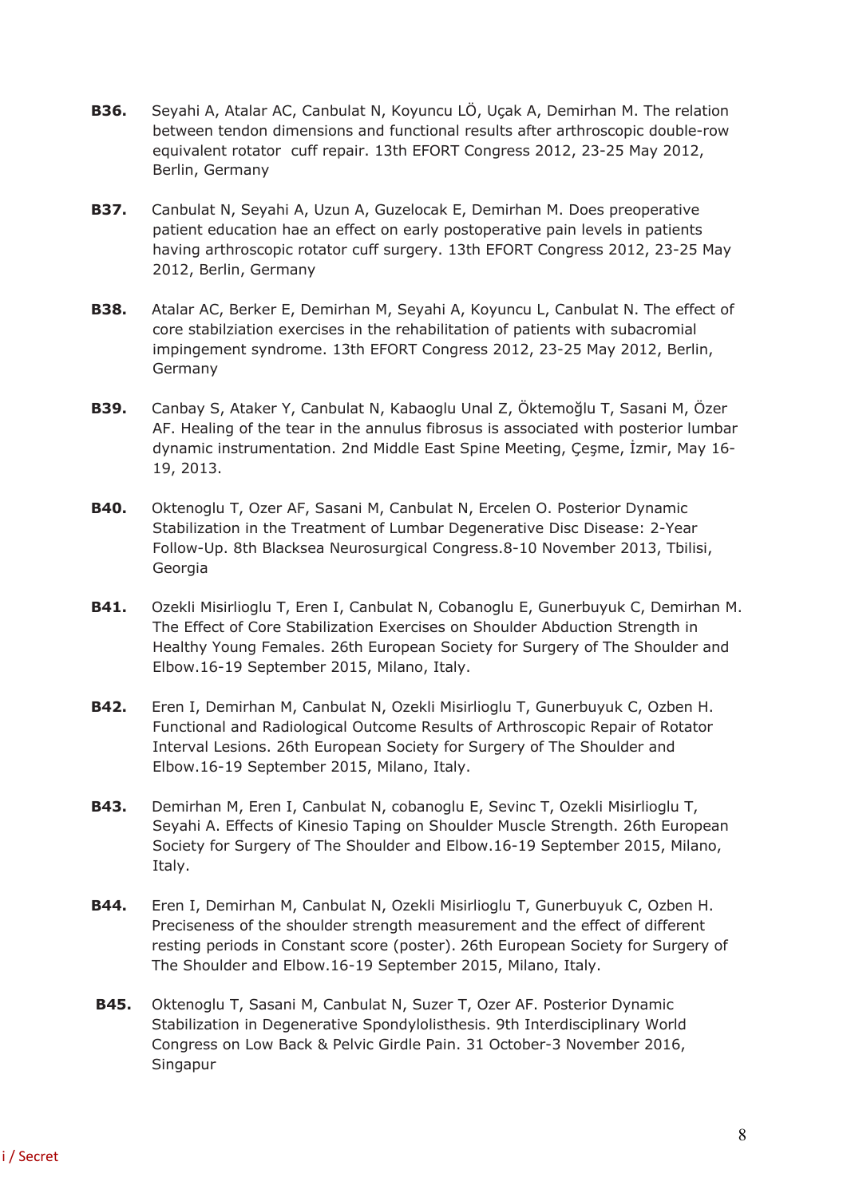**B36.** Seyahi A, Atalar AC, Canbulat N, Koyuncu LÖ, Uçak A, Demirhan M. The relation between tendon dimensions and functional results after arthroscopic double-row equivalent rotator cuff repair. 13th EFORT Congress 2012, 23-25 May 2012, Berlin, Germany

**B37.** Canbulat N, Seyahi A, Uzun A, Guzelocak E, Demirhan M. Does preoperative patient education hae an effect on early postoperative pain levels in patients having arthroscopic rotator cuff surgery. 13th EFORT Congress 2012, 23-25 May 2012, Berlin, Germany

**B38.** Atalar AC, Berker E, Demirhan M, Seyahi A, Koyuncu L, Canbulat N. The effect of core stabilziation exercises in the rehabilitation of patients with subacromial impingement syndrome. 13th EFORT Congress 2012, 23-25 May 2012, Berlin, Germany

**B39.** Canbay S, Ataker Y, Canbulat N, Kabaoglu Unal Z, Öktemoğlu T, Sasani M, Özer AF. Healing of the tear in the annulus fibrosus is associated with posterior lumbar dynamic instrumentation. 2nd Middle East Spine Meeting, Çeşme, İzmir, May 16-19, 2013.

**B40.** Oktenoglu T, Ozer AF, Sasani M, Canbulat N, Ercelen O. Posterior Dynamic Stabilization in the Treatment of Lumbar Degenerative Disc Disease: 2-Year Follow-Up. 8th Blacksea Neurosurgical Congress.8-10 November 2013, Tbilisi, Georgia

**B41.** Ozekli Misirlioglu T, Eren I, Canbulat N, Cobanoglu E, Gunerbuyuk C, Demirhan M. The Effect of Core Stabilization Exercises on Shoulder Abduction Strength in Healthy Young Females. 26th European Society for Surgery of The Shoulder and Elbow.16-19 September 2015, Milano, Italy.

**B42.** Eren I, Demirhan M, Canbulat N, Ozekli Misirlioglu T, Gunerbuyuk C, Ozben H. Functional and Radiological Outcome Results of Arthroscopic Repair of Rotator Interval Lesions. 26th European Society for Surgery of The Shoulder and Elbow.16-19 September 2015, Milano, Italy.

**B43.** Demirhan M, Eren I, Canbulat N, cobanoglu E, Sevinc T, Ozekli Misirlioglu T, Seyahi A. Effects of Kinesio Taping on Shoulder Muscle Strength. 26th European Society for Surgery of The Shoulder and Elbow.16-19 September 2015, Milano, Italy.

**B44.** Eren I, Demirhan M, Canbulat N, Ozekli Misirlioglu T, Gunerbuyuk C, Ozben H. Preciseness of the shoulder strength measurement and the effect of different resting periods in Constant score (poster). 26th European Society for Surgery of The Shoulder and Elbow.16-19 September 2015, Milano, Italy.

**B45.** Oktenoglu T, Sasani M, Canbulat N, Suzer T, Ozer AF. Posterior Dynamic Stabilization in Degenerative Spondylolisthesis. 9th Interdisciplinary World Congress on Low Back & Pelvic Girdle Pain. 31 October-3 November 2016, Singapur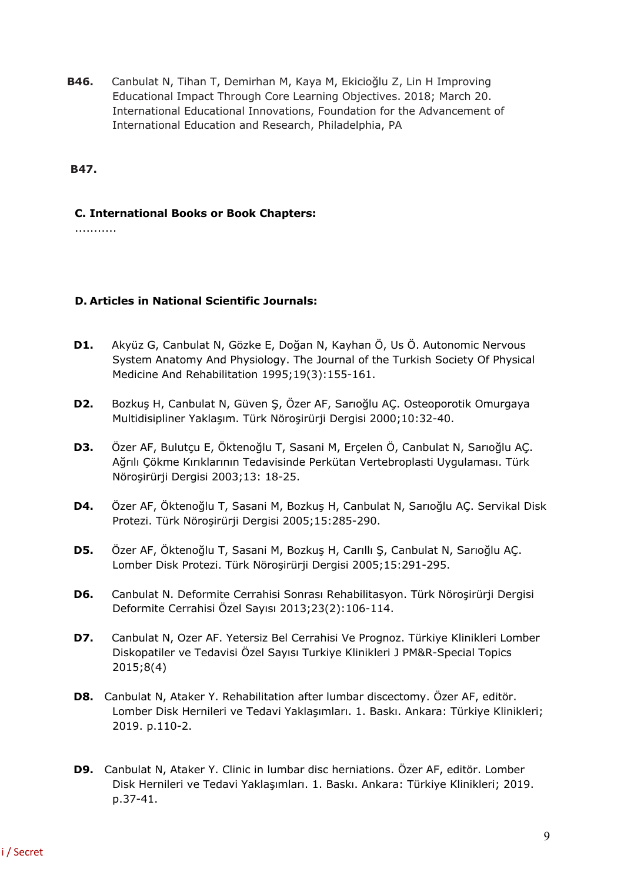**B46.** Canbulat N, Tihan T, Demirhan M, Kaya M, Ekicioğlu Z, Lin H Improving Educational Impact Through Core Learning Objectives. 2018; March 20. International Educational Innovations, Foundation for the Advancement of International Education and Research, Philadelphia, PA

**B47.**

### C. International Books or Book Chapters:

...........

### D. Articles in National Scientific Journals:

**D1.** Akyüz G, Canbulat N, Gözke E, Doğan N, Kayhan Ö, Us Ö. Autonomic Nervous System Anatomy And Physiology. The Journal of the Turkish Society Of Physical Medicine And Rehabilitation 1995;19(3):155-161.

**D2.** Bozkuş H, Canbulat N, Güven Ş, Özer AF, Sarıoğlu AÇ. Osteoporotik Omurgaya Multidisipliner Yaklaşım. Türk Nöroşirürji Dergisi 2000;10:32-40.

**D3.** Özer AF, Bulutçu E, Öktenoğlu T, Sasani M, Erçelen Ö, Canbulat N, Sarıoğlu AÇ. Ağrılı Çökme Kırıklarının Tedavisinde Perkütan Vertebroplasti Uygulaması. Türk Nöroşirürji Dergisi 2003;13: 18-25.

**D4.** Özer AF, Öktenoğlu T, Sasani M, Bozkuş H, Canbulat N, Sarıoğlu AÇ. Servikal Disk Protezi. Türk Nöroşirürji Dergisi 2005;15:285-290.

**D5.** Özer AF, Öktenoğlu T, Sasani M, Bozkuş H, Carıllı Ş, Canbulat N, Sarıoğlu AÇ. Lomber Disk Protezi. Türk Nöroşirürji Dergisi 2005;15:291-295.

**D6.** Canbulat N. Deformite Cerrahisi Sonrası Rehabilitasyon. Türk Nöroşirürji Dergisi Deformite Cerrahisi Özel Sayısı 2013;23(2):106-114.

**D7.** Canbulat N, Ozer AF. Yetersiz Bel Cerrahisi Ve Prognoz. Türkiye Klinikleri Lomber Diskopatiler ve Tedavisi Özel Sayısı Turkiye Klinikleri J PM&R-Special Topics 2015;8(4)

**D8.** Canbulat N, Ataker Y. Rehabilitation after lumbar discectomy. Özer AF, editör. Lomber Disk Hernileri ve Tedavi Yaklaşımları. 1. Baskı. Ankara: Türkiye Klinikleri; 2019. p.110-2.

**D9.** Canbulat N, Ataker Y. Clinic in lumbar disc herniations. Özer AF, editör. Lomber Disk Hernileri ve Tedavi Yaklaşımları. 1. Baskı. Ankara: Türkiye Klinikleri; 2019. p.37-41.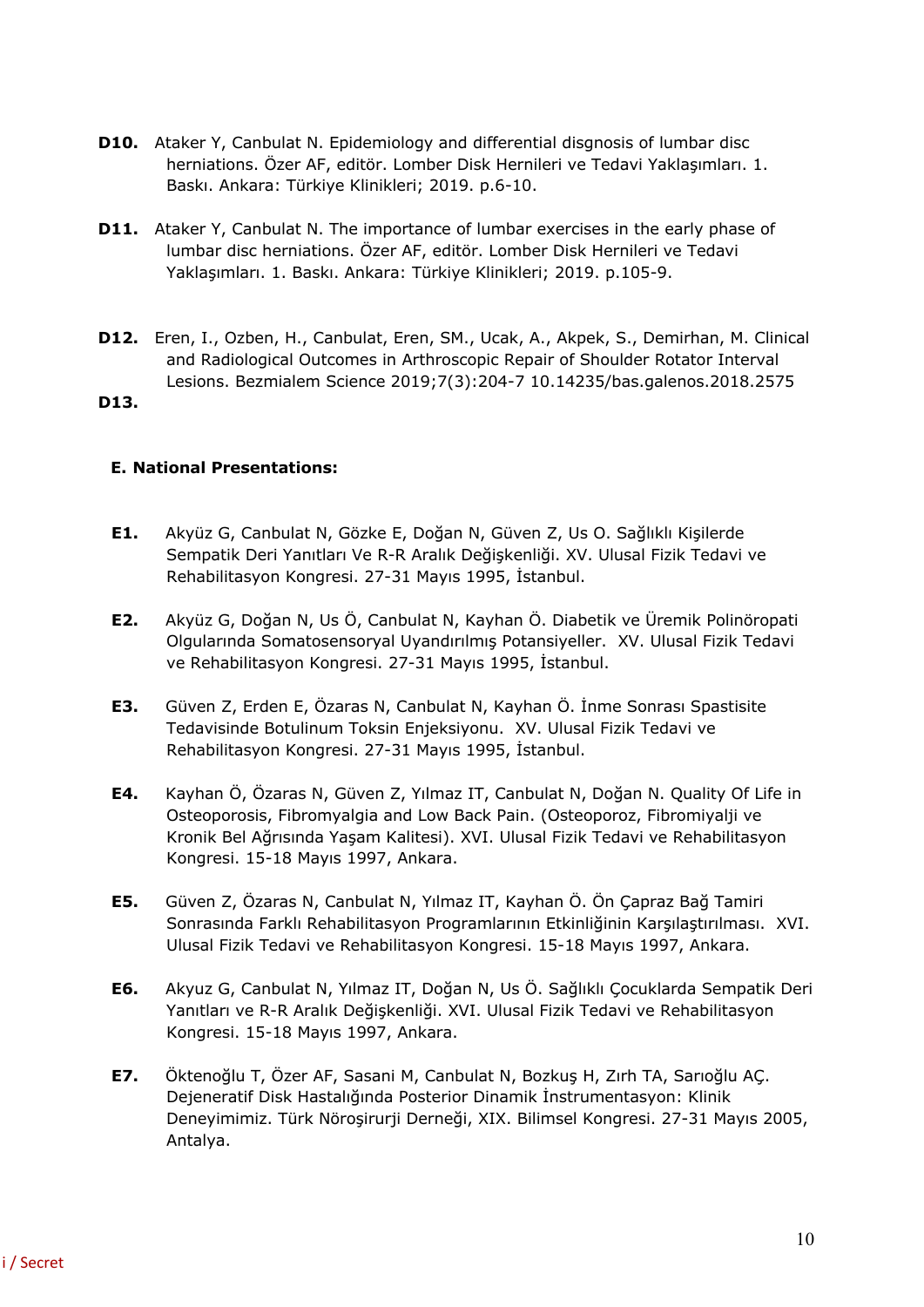**D10.** Ataker Y, Canbulat N. Epidemiology and differential disgnosis of lumbar disc herniations. Özer AF, editör. Lomber Disk Hernileri ve Tedavi Yaklaşımları. 1. Baskı. Ankara: Türkiye Klinikleri; 2019. p.6-10.

**D11.** Ataker Y, Canbulat N. The importance of lumbar exercises in the early phase of lumbar disc herniations. Özer AF, editör. Lomber Disk Hernileri ve Tedavi Yaklaşımları. 1. Baskı. Ankara: Türkiye Klinikleri; 2019. p.105-9.

**D12.** Eren, I., Ozben, H., Canbulat, Eren, SM., Ucak, A., Akpek, S., Demirhan, M. Clinical and Radiological Outcomes in Arthroscopic Repair of Shoulder Rotator Interval Lesions. Bezmialem Science 2019;7(3):204-7 10.14235/bas.galenos.2018.2575

**D13.**

**E. National Presentations:**

**E1.** Akyüz G, Canbulat N, Gözke E, Doğan N, Güven Z, Us O. Sağlıklı Kişilerde Sempatik Deri Yanıtları Ve R-R Aralık Değişkenliği. XV. Ulusal Fizik Tedavi ve Rehabilitasyon Kongresi. 27-31 Mayıs 1995, İstanbul.

**E2.** Akyüz G, Doğan N, Us Ö, Canbulat N, Kayhan Ö. Diabetik ve Üremik Polinöropati Olgularında Somatosensoryal Uyandırılmış Potansiyeller. XV. Ulusal Fizik Tedavi ve Rehabilitasyon Kongresi. 27-31 Mayıs 1995, İstanbul.

**E3.** Güven Z, Erden E, Özaras N, Canbulat N, Kayhan Ö. İnme Sonrası Spastisite Tedavisinde Botulinum Toksin Enjeksiyonu. XV. Ulusal Fizik Tedavi ve Rehabilitasyon Kongresi. 27-31 Mayıs 1995, İstanbul.

**E4.** Kayhan Ö, Özaras N, Güven Z, Yılmaz IT, Canbulat N, Doğan N. Quality Of Life in Osteoporosis, Fibromyalgia and Low Back Pain. (Osteoporoz, Fibromiyalji ve Kronik Bel Ağrısında Yaşam Kalitesi). XVI. Ulusal Fizik Tedavi ve Rehabilitasyon Kongresi. 15-18 Mayıs 1997, Ankara.

**E5.** Güven Z, Özaras N, Canbulat N, Yılmaz IT, Kayhan Ö. Ön Çapraz Bağ Tamiri Sonrasında Farklı Rehabilitasyon Programlarının Etkinliğinin Karşılaştırılması. XVI. Ulusal Fizik Tedavi ve Rehabilitasyon Kongresi. 15-18 Mayıs 1997, Ankara.

**E6.** Akyuz G, Canbulat N, Yılmaz IT, Doğan N, Us Ö. Sağlıklı Çocuklarda Sempatik Deri Yanıtları ve R-R Aralık Değişkenliği. XVI. Ulusal Fizik Tedavi ve Rehabilitasyon Kongresi. 15-18 Mayıs 1997, Ankara.

**E7.** Öktenoğlu T, Özer AF, Sasani M, Canbulat N, Bozkuş H, Zırh TA, Sarıoğlu AÇ. Dejeneratif Disk Hastalığında Posterior Dinamik İnstrumentasyon: Klinik Deneyimimiz. Türk Nöroşirurji Derneği, XIX. Bilimsel Kongresi. 27-31 Mayıs 2005, Antalya.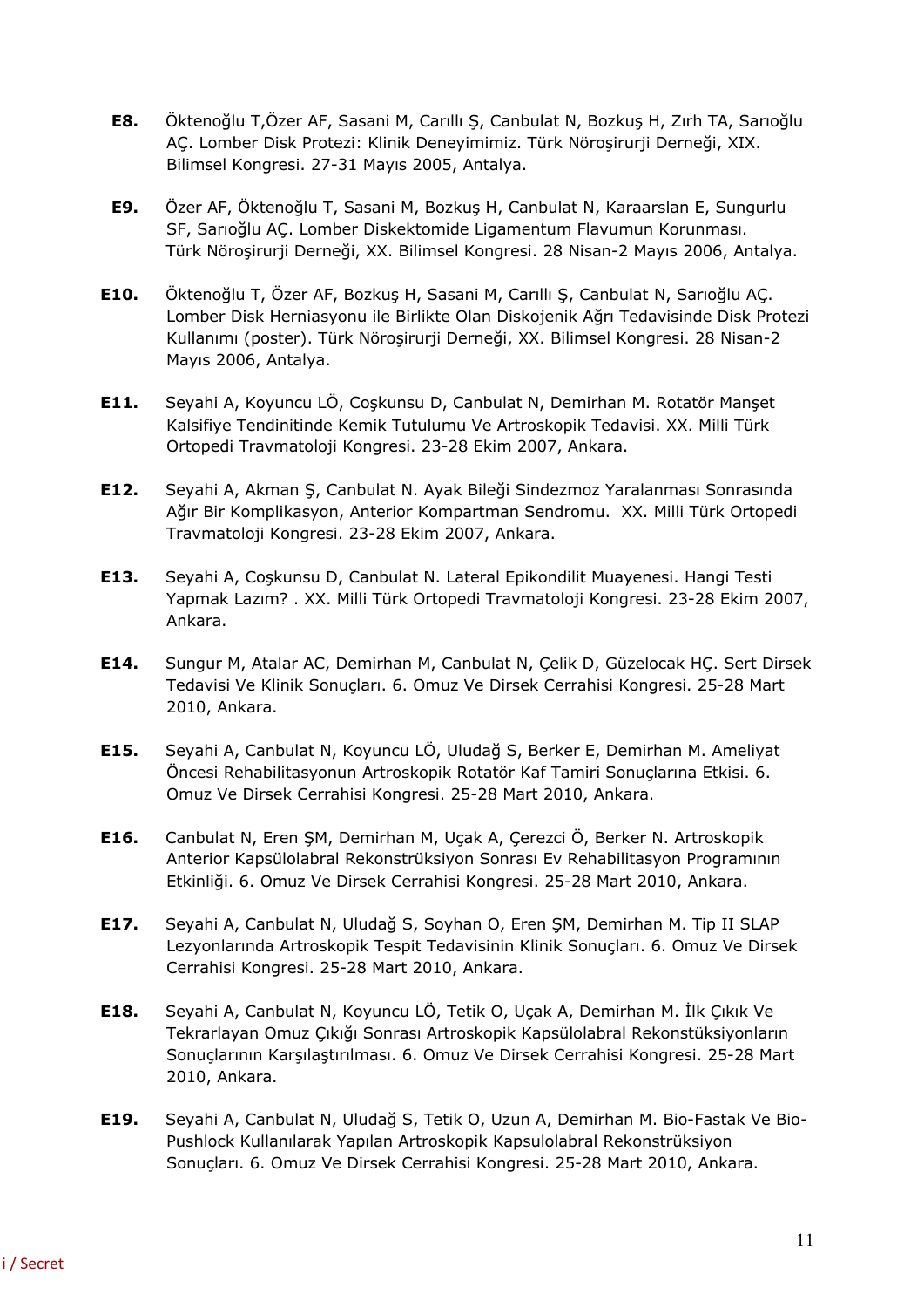**E8.** Öktenoğlu T,Özer AF, Sasani M, Carıllı Ş, Canbulat N, Bozkuş H, Zırh TA, Sarıoğlu AÇ. Lomber Disk Protezi: Klinik Deneyimimiz. Türk Nöroşirurji Derneği, XIX. Bilimsel Kongresi. 27-31 Mayıs 2005, Antalya.

**E9.** Özer AF, Öktenoğlu T, Sasani M, Bozkuş H, Canbulat N, Karaarslan E, Sungurlu SF, Sarıoğlu AÇ. Lomber Diskektomide Ligamentum Flavumun Korunması. Türk Nöroşirurji Derneği, XX. Bilimsel Kongresi. 28 Nisan-2 Mayıs 2006, Antalya.

**E10.** Öktenoğlu T, Özer AF, Bozkuş H, Sasani M, Carıllı Ş, Canbulat N, Sarıoğlu AÇ. Lomber Disk Herniasyonu ile Birlikte Olan Diskojenik Ağrı Tedavisinde Disk Protezi Kullanımı (poster). Türk Nöroşirurji Derneği, XX. Bilimsel Kongresi. 28 Nisan-2 Mayıs 2006, Antalya.

**E11.** Seyahi A, Koyuncu LÖ, Coşkunsu D, Canbulat N, Demirhan M. Rotatör Manşet Kalsifiye Tendinitinde Kemik Tutulumu Ve Artroskopik Tedavisi. XX. Milli Türk Ortopedi Travmatoloji Kongresi. 23-28 Ekim 2007, Ankara.

**E12.** Seyahi A, Akman Ş, Canbulat N. Ayak Bileği Sindezmoz Yaralanması Sonrasında Ağır Bir Komplikasyon, Anterior Kompartman Sendromu. XX. Milli Türk Ortopedi Travmatoloji Kongresi. 23-28 Ekim 2007, Ankara.

**E13.** Seyahi A, Coşkunsu D, Canbulat N. Lateral Epikondilit Muayenesi. Hangi Testi Yapmak Lazım? . XX. Milli Türk Ortopedi Travmatoloji Kongresi. 23-28 Ekim 2007, Ankara.

**E14.** Sungur M, Atalar AC, Demirhan M, Canbulat N, Çelik D, Güzelocak HÇ. Sert Dirsek Tedavisi Ve Klinik Sonuçları. 6. Omuz Ve Dirsek Cerrahisi Kongresi. 25-28 Mart 2010, Ankara.

**E15.** Seyahi A, Canbulat N, Koyuncu LÖ, Uludağ S, Berker E, Demirhan M. Ameliyat Öncesi Rehabilitasyonun Artroskopik Rotatör Kaf Tamiri Sonuçlarına Etkisi. 6. Omuz Ve Dirsek Cerrahisi Kongresi. 25-28 Mart 2010, Ankara.

**E16.** Canbulat N, Eren ŞM, Demirhan M, Uçak A, Çerezci Ö, Berker N. Artroskopik Anterior Kapsülolabral Rekonstrüksiyon Sonrası Ev Rehabilitasyon Programının Etkinliği. 6. Omuz Ve Dirsek Cerrahisi Kongresi. 25-28 Mart 2010, Ankara.

**E17.** Seyahi A, Canbulat N, Uludağ S, Soyhan O, Eren ŞM, Demirhan M. Tip II SLAP Lezyonlarında Artroskopik Tespit Tedavisinin Klinik Sonuçları. 6. Omuz Ve Dirsek Cerrahisi Kongresi. 25-28 Mart 2010, Ankara.

**E18.** Seyahi A, Canbulat N, Koyuncu LÖ, Tetik O, Uçak A, Demirhan M. İlk Çıkık Ve Tekrarlayan Omuz Çıkığı Sonrası Artroskopik Kapsülolabral Rekonstüksiyonların Sonuçlarının Karşılaştırılması. 6. Omuz Ve Dirsek Cerrahisi Kongresi. 25-28 Mart 2010, Ankara.

**E19.** Seyahi A, Canbulat N, Uludağ S, Tetik O, Uzun A, Demirhan M. Bio-Fastak Ve Bio-Pushlock Kullanılarak Yapılan Artroskopik Kapsulolabral Rekonstrüksiyon Sonuçları. 6. Omuz Ve Dirsek Cerrahisi Kongresi. 25-28 Mart 2010, Ankara.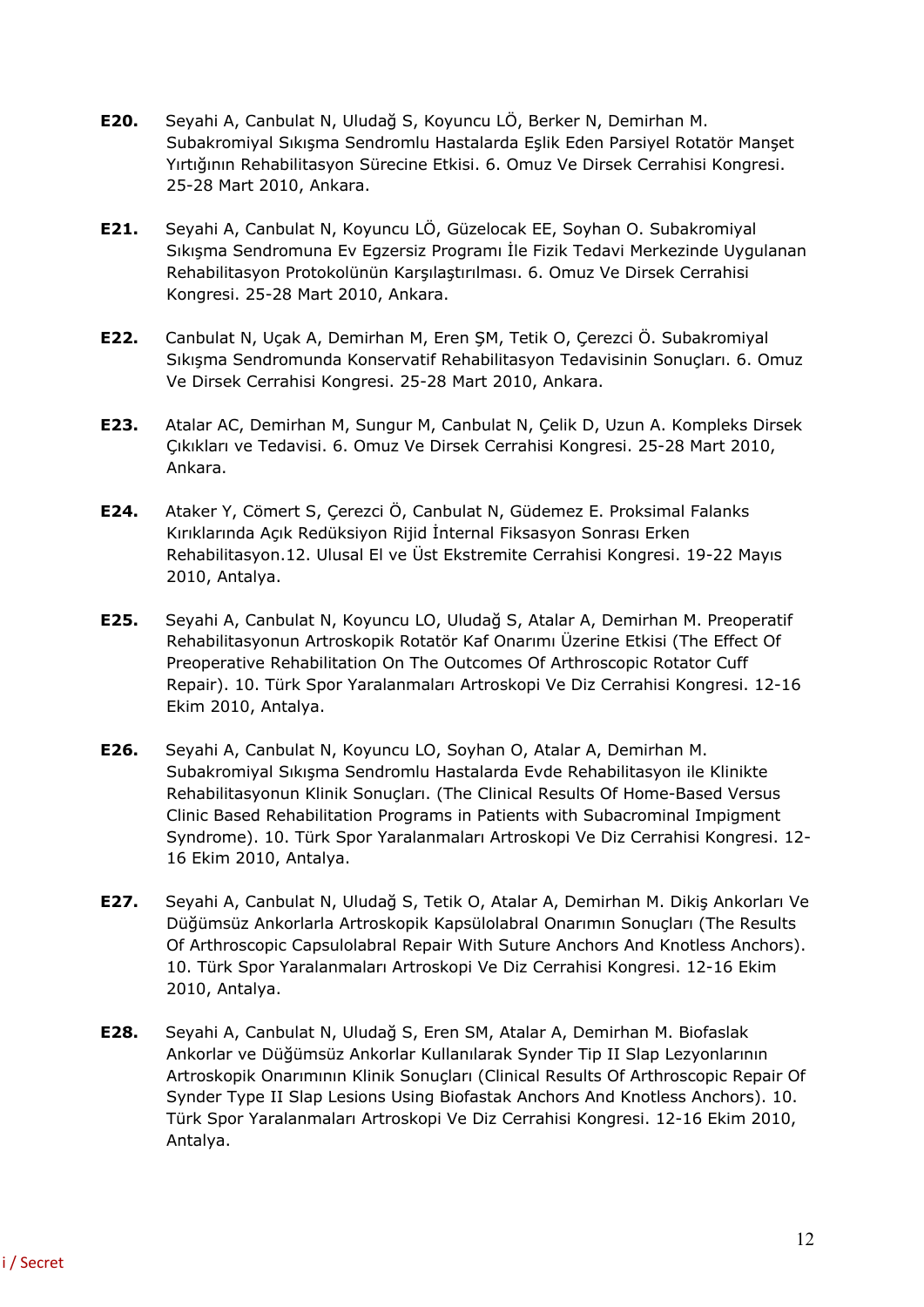**E20.** Seyahi A, Canbulat N, Uludağ S, Koyuncu LÖ, Berker N, Demirhan M. Subakromiyal Sıkışma Sendromlu Hastalarda Eşlik Eden Parsiyel Rotatör Manşet Yırtığının Rehabilitasyon Sürecine Etkisi. 6. Omuz Ve Dirsek Cerrahisi Kongresi. 25-28 Mart 2010, Ankara.

**E21.** Seyahi A, Canbulat N, Koyuncu LÖ, Güzelocak EE, Soyhan O. Subakromiyal Sıkışma Sendromuna Ev Egzersiz Programı İle Fizik Tedavi Merkezinde Uygulanan Rehabilitasyon Protokolünün Karşılaştırılması. 6. Omuz Ve Dirsek Cerrahisi Kongresi. 25-28 Mart 2010, Ankara.

**E22.** Canbulat N, Uçak A, Demirhan M, Eren ŞM, Tetik O, Çerezci Ö. Subakromiyal Sıkışma Sendromunda Konservatif Rehabilitasyon Tedavisinin Sonuçları. 6. Omuz Ve Dirsek Cerrahisi Kongresi. 25-28 Mart 2010, Ankara.

**E23.** Atalar AC, Demirhan M, Sungur M, Canbulat N, Çelik D, Uzun A. Kompleks Dirsek Çıkıkları ve Tedavisi. 6. Omuz Ve Dirsek Cerrahisi Kongresi. 25-28 Mart 2010, Ankara.

**E24.** Ataker Y, Cömert S, Çerezci Ö, Canbulat N, Güdemez E. Proksimal Falanks Kırıklarında Açık Redüksiyon Rijid İnternal Fiksasyon Sonrası Erken Rehabilitasyon.12. Ulusal El ve Üst Ekstremite Cerrahisi Kongresi. 19-22 Mayıs 2010, Antalya.

**E25.** Seyahi A, Canbulat N, Koyuncu LO, Uludağ S, Atalar A, Demirhan M. Preoperatif Rehabilitasyonun Artroskopik Rotatör Kaf Onarımı Üzerine Etkisi (The Effect Of Preoperative Rehabilitation On The Outcomes Of Arthroscopic Rotator Cuff Repair). 10. Türk Spor Yaralanmaları Artroskopi Ve Diz Cerrahisi Kongresi. 12-16 Ekim 2010, Antalya.

**E26.** Seyahi A, Canbulat N, Koyuncu LO, Soyhan O, Atalar A, Demirhan M. Subakromiyal Sıkışma Sendromlu Hastalarda Evde Rehabilitasyon ile Klinikte Rehabilitasyonun Klinik Sonuçları. (The Clinical Results Of Home-Based Versus Clinic Based Rehabilitation Programs in Patients with Subacrominal Impigment Syndrome). 10. Türk Spor Yaralanmaları Artroskopi Ve Diz Cerrahisi Kongresi. 12-16 Ekim 2010, Antalya.

**E27.** Seyahi A, Canbulat N, Uludağ S, Tetik O, Atalar A, Demirhan M. Dikiş Ankorları Ve Düğümsüz Ankorlarla Artroskopik Kapsülolabral Onarımın Sonuçları (The Results Of Arthroscopic Capsulolabral Repair With Suture Anchors And Knotless Anchors). 10. Türk Spor Yaralanmaları Artroskopi Ve Diz Cerrahisi Kongresi. 12-16 Ekim 2010, Antalya.

**E28.** Seyahi A, Canbulat N, Uludağ S, Eren SM, Atalar A, Demirhan M. Biofaslak Ankorlar ve Düğümsüz Ankorlar Kullanılarak Synder Tip II Slap Lezyonlarının Artroskopik Onarımının Klinik Sonuçları (Clinical Results Of Arthroscopic Repair Of Synder Type II Slap Lesions Using Biofastak Anchors And Knotless Anchors). 10. Türk Spor Yaralanmaları Artroskopi Ve Diz Cerrahisi Kongresi. 12-16 Ekim 2010, Antalya.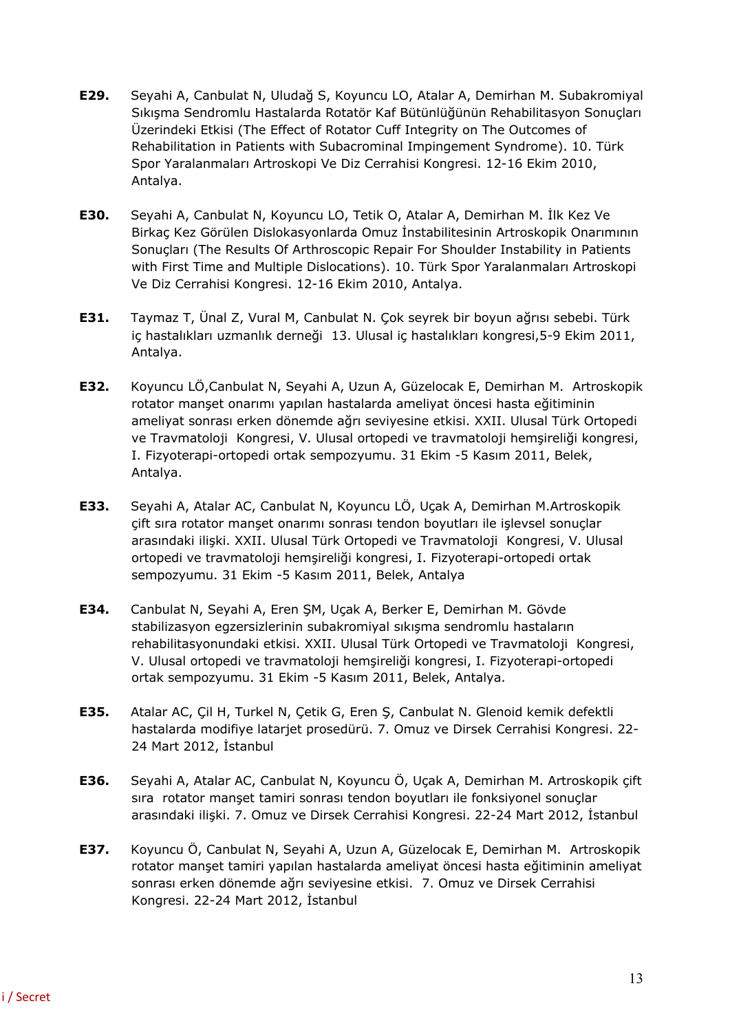**E29.** Seyahi A, Canbulat N, Uludağ S, Koyuncu LO, Atalar A, Demirhan M. Subakromiyal Sıkışma Sendromlu Hastalarda Rotatör Kaf Bütünlüğünün Rehabilitasyon Sonuçları Üzerindeki Etkisi (The Effect of Rotator Cuff Integrity on The Outcomes of Rehabilitation in Patients with Subacrominal Impingement Syndrome). 10. Türk Spor Yaralanmaları Artroskopi Ve Diz Cerrahisi Kongresi. 12-16 Ekim 2010, Antalya.

**E30.** Seyahi A, Canbulat N, Koyuncu LO, Tetik O, Atalar A, Demirhan M. İlk Kez Ve Birkaç Kez Görülen Dislokasyonlarda Omuz İnstabilitesinin Artroskopik Onarımının Sonuçları (The Results Of Arthroscopic Repair For Shoulder Instability in Patients with First Time and Multiple Dislocations). 10. Türk Spor Yaralanmaları Artroskopi Ve Diz Cerrahisi Kongresi. 12-16 Ekim 2010, Antalya.

**E31.** Taymaz T, Ünal Z, Vural M, Canbulat N. Çok seyrek bir boyun ağrısı sebebi. Türk iç hastalıkları uzmanlık derneği 13. Ulusal iç hastalıkları kongresi,5-9 Ekim 2011, Antalya.

**E32.** Koyuncu LÖ,Canbulat N, Seyahi A, Uzun A, Güzelocak E, Demirhan M. Artroskopik rotator manşet onarımı yapılan hastalarda ameliyat öncesi hasta eğitiminin ameliyat sonrası erken dönemde ağrı seviyesine etkisi. XXII. Ulusal Türk Ortopedi ve Travmatoloji Kongresi, V. Ulusal ortopedi ve travmatoloji hemşireliği kongresi, I. Fizyoterapi-ortopedi ortak sempozyumu. 31 Ekim -5 Kasım 2011, Belek, Antalya.

**E33.** Seyahi A, Atalar AC, Canbulat N, Koyuncu LÖ, Uçak A, Demirhan M.Artroskopik çift sıra rotator manşet onarımı sonrası tendon boyutları ile işlevsel sonuçlar arasındaki ilişki. XXII. Ulusal Türk Ortopedi ve Travmatoloji Kongresi, V. Ulusal ortopedi ve travmatoloji hemşireliği kongresi, I. Fizyoterapi-ortopedi ortak sempozyumu. 31 Ekim -5 Kasım 2011, Belek, Antalya

**E34.** Canbulat N, Seyahi A, Eren ŞM, Uçak A, Berker E, Demirhan M. Gövde stabilizasyon egzersizlerinin subakromiyal sıkışma sendromlu hastaların rehabilitasyonundaki etkisi. XXII. Ulusal Türk Ortopedi ve Travmatoloji Kongresi, V. Ulusal ortopedi ve travmatoloji hemşireliği kongresi, I. Fizyoterapi-ortopedi ortak sempozyumu. 31 Ekim -5 Kasım 2011, Belek, Antalya.

**E35.** Atalar AC, Çil H, Turkel N, Çetik G, Eren Ş, Canbulat N. Glenoid kemik defektli hastalarda modifiye latarjet prosedürü. 7. Omuz ve Dirsek Cerrahisi Kongresi. 22-24 Mart 2012, İstanbul

**E36.** Seyahi A, Atalar AC, Canbulat N, Koyuncu Ö, Uçak A, Demirhan M. Artroskopik çift sıra rotator manşet tamiri sonrası tendon boyutları ile fonksiyonel sonuçlar arasındaki ilişki. 7. Omuz ve Dirsek Cerrahisi Kongresi. 22-24 Mart 2012, İstanbul

**E37.** Koyuncu Ö, Canbulat N, Seyahi A, Uzun A, Güzelocak E, Demirhan M. Artroskopik rotator manşet tamiri yapılan hastalarda ameliyat öncesi hasta eğitiminin ameliyat sonrası erken dönemde ağrı seviyesine etkisi. 7. Omuz ve Dirsek Cerrahisi Kongresi. 22-24 Mart 2012, İstanbul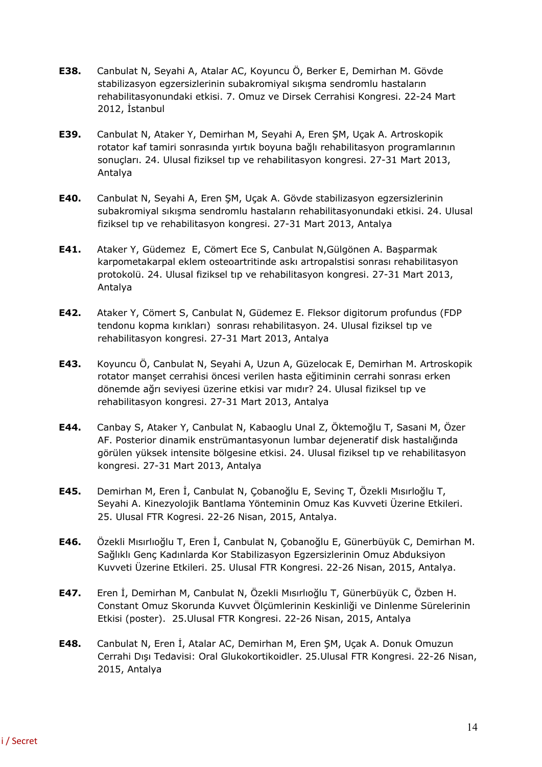**E38.** Canbulat N, Seyahi A, Atalar AC, Koyuncu Ö, Berker E, Demirhan M. Gövde stabilizasyon egzersizlerinin subakromiyal sıkışma sendromlu hastaların rehabilitasyonundaki etkisi. 7. Omuz ve Dirsek Cerrahisi Kongresi. 22-24 Mart 2012, İstanbul

**E39.** Canbulat N, Ataker Y, Demirhan M, Seyahi A, Eren ŞM, Uçak A. Artroskopik rotator kaf tamiri sonrasında yırtık boyuna bağlı rehabilitasyon programlarının sonuçları. 24. Ulusal fiziksel tıp ve rehabilitasyon kongresi. 27-31 Mart 2013, Antalya

**E40.** Canbulat N, Seyahi A, Eren ŞM, Uçak A. Gövde stabilizasyon egzersizlerinin subakromiyal sıkışma sendromlu hastaların rehabilitasyonundaki etkisi. 24. Ulusal fiziksel tıp ve rehabilitasyon kongresi. 27-31 Mart 2013, Antalya

**E41.** Ataker Y, Güdemez E, Cömert Ece S, Canbulat N,Gülgönen A. Başparmak karpometakarpal eklem osteoartritinde askı artropalstisi sonrası rehabilitasyon protokolü. 24. Ulusal fiziksel tıp ve rehabilitasyon kongresi. 27-31 Mart 2013, Antalya

**E42.** Ataker Y, Cömert S, Canbulat N, Güdemez E. Fleksor digitorum profundus (FDP tendonu kopma kırıkları) sonrası rehabilitasyon. 24. Ulusal fiziksel tıp ve rehabilitasyon kongresi. 27-31 Mart 2013, Antalya

**E43.** Koyuncu Ö, Canbulat N, Seyahi A, Uzun A, Güzelocak E, Demirhan M. Artroskopik rotator manşet cerrahisi öncesi verilen hasta eğitiminin cerrahi sonrası erken dönemde ağrı seviyesi üzerine etkisi var mıdır? 24. Ulusal fiziksel tıp ve rehabilitasyon kongresi. 27-31 Mart 2013, Antalya

**E44.** Canbay S, Ataker Y, Canbulat N, Kabaoglu Unal Z, Öktemoğlu T, Sasani M, Özer AF. Posterior dinamik enstrümantasyonun lumbar dejeneratif disk hastalığında görülen yüksek intensite bölgesine etkisi. 24. Ulusal fiziksel tıp ve rehabilitasyon kongresi. 27-31 Mart 2013, Antalya

**E45.** Demirhan M, Eren İ, Canbulat N, Çobanoğlu E, Sevinç T, Özekli Mısırloğlu T, Seyahi A. Kinezyolojik Bantlama Yönteminin Omuz Kas Kuvveti Üzerine Etkileri. 25. Ulusal FTR Kogresi. 22-26 Nisan, 2015, Antalya.

**E46.** Özekli Mısırlıoğlu T, Eren İ, Canbulat N, Çobanoğlu E, Günerbüyük C, Demirhan M. Sağlıklı Genç Kadınlarda Kor Stabilizasyon Egzersizlerinin Omuz Abduksiyon Kuvveti Üzerine Etkileri. 25. Ulusal FTR Kongresi. 22-26 Nisan, 2015, Antalya.

**E47.** Eren İ, Demirhan M, Canbulat N, Özekli Mısırlıoğlu T, Günerbüyük C, Özben H. Constant Omuz Skorunda Kuvvet Ölçümlerinin Keskinliği ve Dinlenme Sürelerinin Etkisi (poster). 25.Ulusal FTR Kongresi. 22-26 Nisan, 2015, Antalya

**E48.** Canbulat N, Eren İ, Atalar AC, Demirhan M, Eren ŞM, Uçak A. Donuk Omuzun Cerrahi Dışı Tedavisi: Oral Glukokortikoidler. 25.Ulusal FTR Kongresi. 22-26 Nisan, 2015, Antalya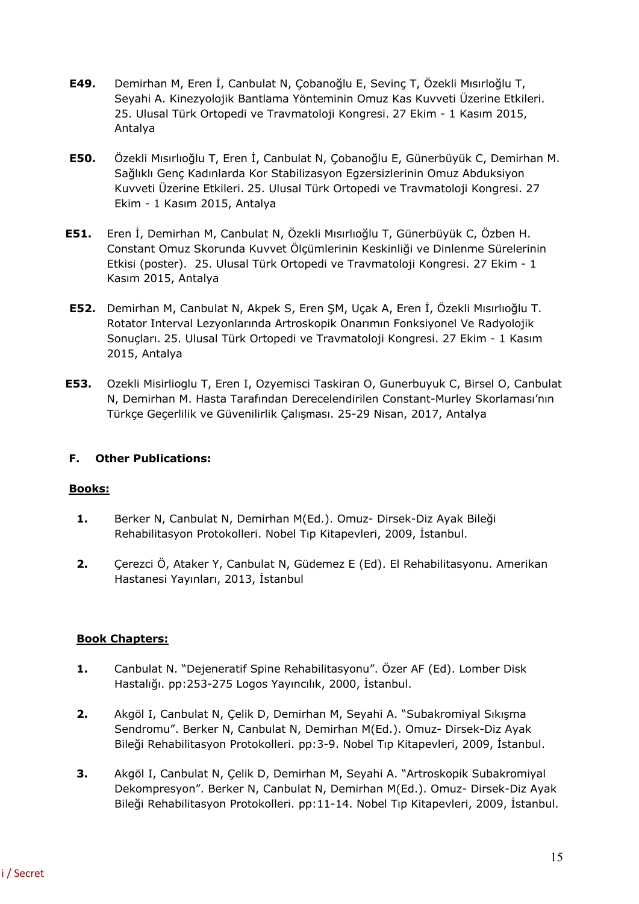**E49.** Demirhan M, Eren İ, Canbulat N, Çobanoğlu E, Sevinç T, Özekli Mısırloğlu T, Seyahi A. Kinezyolojik Bantlama Yönteminin Omuz Kas Kuvveti Üzerine Etkileri. 25. Ulusal Türk Ortopedi ve Travmatoloji Kongresi. 27 Ekim - 1 Kasım 2015, Antalya

**E50.** Özekli Mısırlıoğlu T, Eren İ, Canbulat N, Çobanoğlu E, Günerbüyük C, Demirhan M. Sağlıklı Genç Kadınlarda Kor Stabilizasyon Egzersizlerinin Omuz Abduksiyon Kuvveti Üzerine Etkileri. 25. Ulusal Türk Ortopedi ve Travmatoloji Kongresi. 27 Ekim - 1 Kasım 2015, Antalya

**E51.** Eren İ, Demirhan M, Canbulat N, Özekli Mısırlıoğlu T, Günerbüyük C, Özben H. Constant Omuz Skorunda Kuvvet Ölçümlerinin Keskinliği ve Dinlenme Sürelerinin Etkisi (poster). 25. Ulusal Türk Ortopedi ve Travmatoloji Kongresi. 27 Ekim - 1 Kasım 2015, Antalya

**E52.** Demirhan M, Canbulat N, Akpek S, Eren ŞM, Uçak A, Eren İ, Özekli Mısırlıoğlu T. Rotator Interval Lezyonlarında Artroskopik Onarımın Fonksiyonel Ve Radyolojik Sonuçları. 25. Ulusal Türk Ortopedi ve Travmatoloji Kongresi. 27 Ekim - 1 Kasım 2015, Antalya

**E53.** Ozekli Misirlioglu T, Eren I, Ozyemisci Taskiran O, Gunerbuyuk C, Birsel O, Canbulat N, Demirhan M. Hasta Tarafından Derecelendirilen Constant-Murley Skorlaması'nın Türkçe Geçerlilik ve Güvenilirlik Çalışması. 25-29 Nisan, 2017, Antalya

## F. Other Publications:

**Books:**

1. Berker N, Canbulat N, Demirhan M(Ed.). Omuz- Dirsek-Diz Ayak Bileği Rehabilitasyon Protokolleri. Nobel Tıp Kitapevleri, 2009, İstanbul.

2. Çerezci Ö, Ataker Y, Canbulat N, Güdemez E (Ed). El Rehabilitasyonu. Amerikan Hastanesi Yayınları, 2013, İstanbul

**Book Chapters:**

1. Canbulat N. "Dejeneratif Spine Rehabilitasyonu". Özer AF (Ed). Lomber Disk Hastalığı. pp:253-275 Logos Yayıncılık, 2000, İstanbul.

2. Akgöl I, Canbulat N, Çelik D, Demirhan M, Seyahi A. "Subakromiyal Sıkışma Sendromu". Berker N, Canbulat N, Demirhan M(Ed.). Omuz- Dirsek-Diz Ayak Bileği Rehabilitasyon Protokolleri. pp:3-9. Nobel Tıp Kitapevleri, 2009, İstanbul.

3. Akgöl I, Canbulat N, Çelik D, Demirhan M, Seyahi A. "Artroskopik Subakromiyal Dekompresyon". Berker N, Canbulat N, Demirhan M(Ed.). Omuz- Dirsek-Diz Ayak Bileği Rehabilitasyon Protokolleri. pp:11-14. Nobel Tıp Kitapevleri, 2009, İstanbul.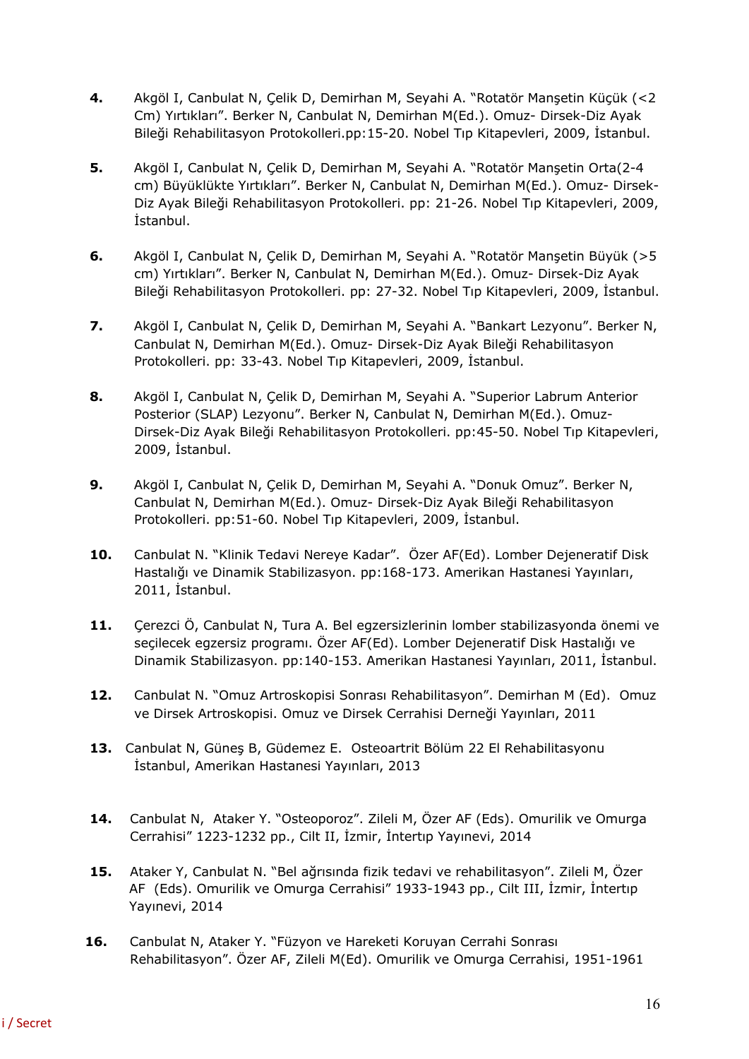4. Akgöl I, Canbulat N, Çelik D, Demirhan M, Seyahi A. "Rotatör Manşetin Küçük (<2 Cm) Yırtıkları". Berker N, Canbulat N, Demirhan M(Ed.). Omuz- Dirsek-Diz Ayak Bileği Rehabilitasyon Protokolleri.pp:15-20. Nobel Tıp Kitapevleri, 2009, İstanbul.

5. Akgöl I, Canbulat N, Çelik D, Demirhan M, Seyahi A. "Rotatör Manşetin Orta(2-4 cm) Büyüklükte Yırtıkları". Berker N, Canbulat N, Demirhan M(Ed.). Omuz- Dirsek-Diz Ayak Bileği Rehabilitasyon Protokolleri. pp: 21-26. Nobel Tıp Kitapevleri, 2009, İstanbul.

6. Akgöl I, Canbulat N, Çelik D, Demirhan M, Seyahi A. "Rotatör Manşetin Büyük (>5 cm) Yırtıkları". Berker N, Canbulat N, Demirhan M(Ed.). Omuz- Dirsek-Diz Ayak Bileği Rehabilitasyon Protokolleri. pp: 27-32. Nobel Tıp Kitapevleri, 2009, İstanbul.

7. Akgöl I, Canbulat N, Çelik D, Demirhan M, Seyahi A. "Bankart Lezyonu". Berker N, Canbulat N, Demirhan M(Ed.). Omuz- Dirsek-Diz Ayak Bileği Rehabilitasyon Protokolleri. pp: 33-43. Nobel Tıp Kitapevleri, 2009, İstanbul.

8. Akgöl I, Canbulat N, Çelik D, Demirhan M, Seyahi A. "Superior Labrum Anterior Posterior (SLAP) Lezyonu". Berker N, Canbulat N, Demirhan M(Ed.). Omuz- Dirsek-Diz Ayak Bileği Rehabilitasyon Protokolleri. pp:45-50. Nobel Tıp Kitapevleri, 2009, İstanbul.

9. Akgöl I, Canbulat N, Çelik D, Demirhan M, Seyahi A. "Donuk Omuz". Berker N, Canbulat N, Demirhan M(Ed.). Omuz- Dirsek-Diz Ayak Bileği Rehabilitasyon Protokolleri. pp:51-60. Nobel Tıp Kitapevleri, 2009, İstanbul.

10. Canbulat N. "Klinik Tedavi Nereye Kadar". Özer AF(Ed). Lomber Dejeneratif Disk Hastalığı ve Dinamik Stabilizasyon. pp:168-173. Amerikan Hastanesi Yayınları, 2011, İstanbul.

11. Çerezci Ö, Canbulat N, Tura A. Bel egzersizlerinin lomber stabilizasyonda önemi ve seçilecek egzersiz programı. Özer AF(Ed). Lomber Dejeneratif Disk Hastalığı ve Dinamik Stabilizasyon. pp:140-153. Amerikan Hastanesi Yayınları, 2011, İstanbul.

12. Canbulat N. "Omuz Artroskopisi Sonrası Rehabilitasyon". Demirhan M (Ed). Omuz ve Dirsek Artroskopisi. Omuz ve Dirsek Cerrahisi Derneği Yayınları, 2011

13. Canbulat N, Güneş B, Güdemez E. Osteoartrit Bölüm 22 El Rehabilitasyonu İstanbul, Amerikan Hastanesi Yayınları, 2013

14. Canbulat N, Ataker Y. "Osteoporoz". Zileli M, Özer AF (Eds). Omurilik ve Omurga Cerrahisi" 1223-1232 pp., Cilt II, İzmir, İntertıp Yayınevi, 2014

15. Ataker Y, Canbulat N. "Bel ağrısında fizik tedavi ve rehabilitasyon". Zileli M, Özer AF (Eds). Omurilik ve Omurga Cerrahisi" 1933-1943 pp., Cilt III, İzmir, İntertıp Yayınevi, 2014

16. Canbulat N, Ataker Y. "Füzyon ve Hareketi Koruyan Cerrahi Sonrası Rehabilitasyon". Özer AF, Zileli M(Ed). Omurilik ve Omurga Cerrahisi, 1951-1961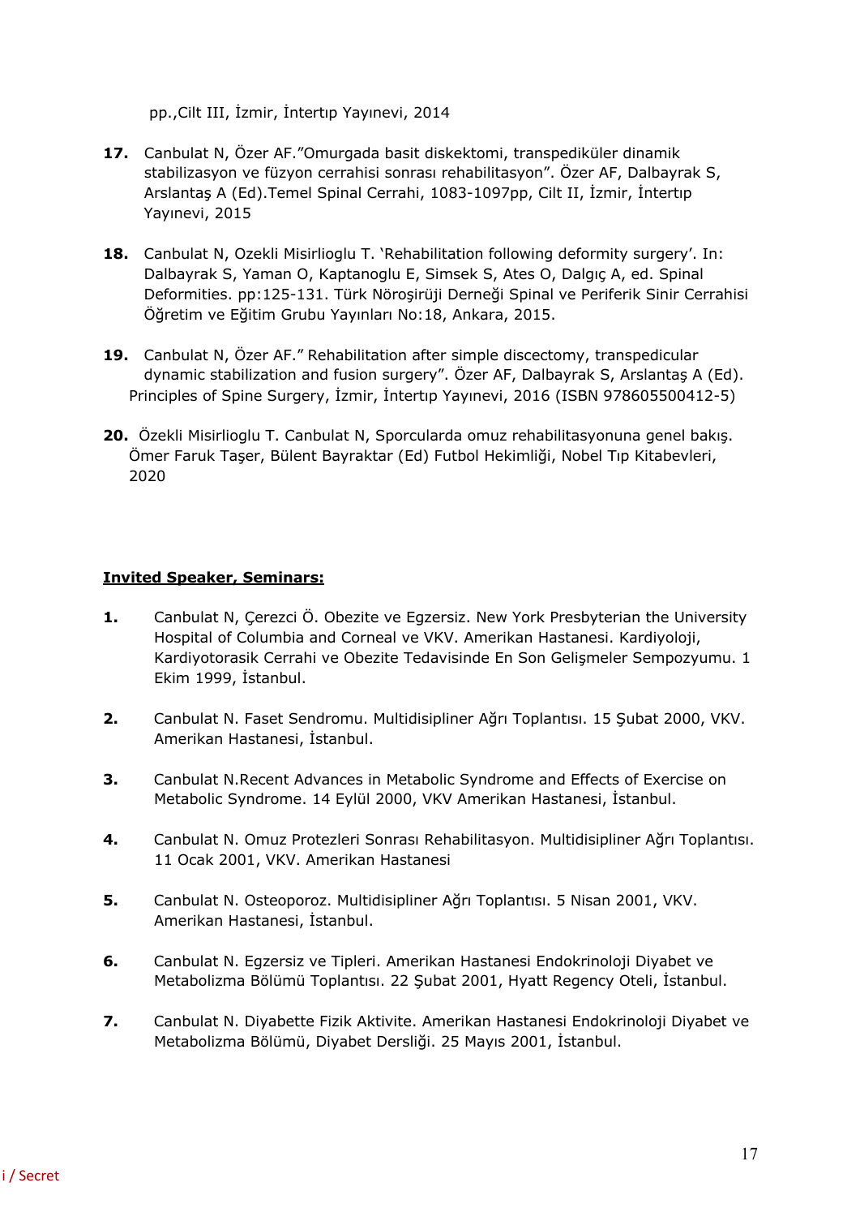pp.,Cilt III, İzmir, İntertıp Yayınevi, 2014

**17.** Canbulat N, Özer AF.”Omurgada basit diskektomi, transpediküler dinamik stabilizasyon ve füzyon cerrahisi sonrası rehabilitasyon”. Özer AF, Dalbayrak S, Arslantaş A (Ed).Temel Spinal Cerrahi, 1083-1097pp, Cilt II, İzmir, İntertıp Yayınevi, 2015

**18.** Canbulat N, Ozekli Misirlioglu T. ‘Rehabilitation following deformity surgery’. In: Dalbayrak S, Yaman O, Kaptanoglu E, Simsek S, Ates O, Dalgıç A, ed. Spinal Deformities. pp:125-131. Türk Nöroşirüji Derneği Spinal ve Periferik Sinir Cerrahisi Öğretim ve Eğitim Grubu Yayınları No:18, Ankara, 2015.

**19.** Canbulat N, Özer AF.” Rehabilitation after simple discectomy, transpedicular dynamic stabilization and fusion surgery”. Özer AF, Dalbayrak S, Arslantaş A (Ed). Principles of Spine Surgery, İzmir, İntertıp Yayınevi, 2016 (ISBN 978605500412-5)

**20.** Özekli Misirlioglu T. Canbulat N, Sporcularda omuz rehabilitasyonuna genel bakış. Ömer Faruk Taşer, Bülent Bayraktar (Ed) Futbol Hekimliği, Nobel Tıp Kitabevleri, 2020

**<u>Invited Speaker, Seminars:</u>**

**1.** Canbulat N, Çerezci Ö. Obezite ve Egzersiz. New York Presbyterian the University Hospital of Columbia and Corneal ve VKV. Amerikan Hastanesi. Kardiyoloji, Kardiyotorasik Cerrahi ve Obezite Tedavisinde En Son Gelişmeler Sempozyumu. 1 Ekim 1999, İstanbul.

**2.** Canbulat N. Faset Sendromu. Multidisipliner Ağrı Toplantısı. 15 Şubat 2000, VKV. Amerikan Hastanesi, İstanbul.

**3.** Canbulat N.Recent Advances in Metabolic Syndrome and Effects of Exercise on Metabolic Syndrome. 14 Eylül 2000, VKV Amerikan Hastanesi, İstanbul.

**4.** Canbulat N. Omuz Protezleri Sonrası Rehabilitasyon. Multidisipliner Ağrı Toplantısı. 11 Ocak 2001, VKV. Amerikan Hastanesi

**5.** Canbulat N. Osteoporoz. Multidisipliner Ağrı Toplantısı. 5 Nisan 2001, VKV. Amerikan Hastanesi, İstanbul.

**6.** Canbulat N. Egzersiz ve Tipleri. Amerikan Hastanesi Endokrinoloji Diyabet ve Metabolizma Bölümü Toplantısı. 22 Şubat 2001, Hyatt Regency Oteli, İstanbul.

**7.** Canbulat N. Diyabette Fizik Aktivite. Amerikan Hastanesi Endokrinoloji Diyabet ve Metabolizma Bölümü, Diyabet Dersliği. 25 Mayıs 2001, İstanbul.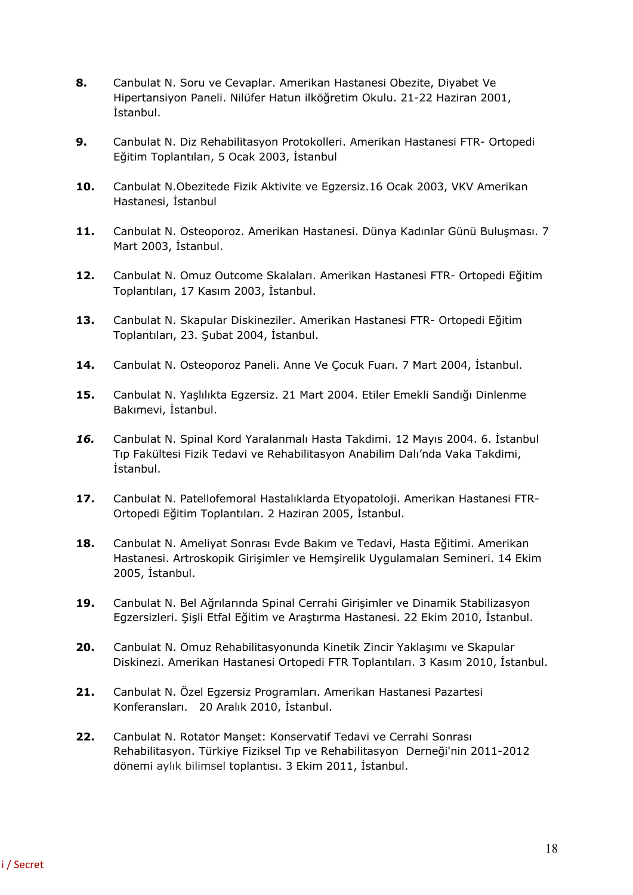8. Canbulat N. Soru ve Cevaplar. Amerikan Hastanesi Obezite, Diyabet Ve Hipertansiyon Paneli. Nilüfer Hatun ilköğretim Okulu. 21-22 Haziran 2001, İstanbul.

9. Canbulat N. Diz Rehabilitasyon Protokolleri. Amerikan Hastanesi FTR- Ortopedi Eğitim Toplantıları, 5 Ocak 2003, İstanbul

10. Canbulat N.Obezitede Fizik Aktivite ve Egzersiz.16 Ocak 2003, VKV Amerikan Hastanesi, İstanbul

11. Canbulat N. Osteoporoz. Amerikan Hastanesi. Dünya Kadınlar Günü Buluşması. 7 Mart 2003, İstanbul.

12. Canbulat N. Omuz Outcome Skalaları. Amerikan Hastanesi FTR- Ortopedi Eğitim Toplantıları, 17 Kasım 2003, İstanbul.

13. Canbulat N. Skapular Diskineziler. Amerikan Hastanesi FTR- Ortopedi Eğitim Toplantıları, 23. Şubat 2004, İstanbul.

14. Canbulat N. Osteoporoz Paneli. Anne Ve Çocuk Fuarı. 7 Mart 2004, İstanbul.

15. Canbulat N. Yaşlılıkta Egzersiz. 21 Mart 2004. Etiler Emekli Sandığı Dinlenme Bakımevi, İstanbul.

16. Canbulat N. Spinal Kord Yaralanmalı Hasta Takdimi. 12 Mayıs 2004. 6. İstanbul Tıp Fakültesi Fizik Tedavi ve Rehabilitasyon Anabilim Dalı'nda Vaka Takdimi, İstanbul.

17. Canbulat N. Patellofemoral Hastalıklarda Etyopatoloji. Amerikan Hastanesi FTR- Ortopedi Eğitim Toplantıları. 2 Haziran 2005, İstanbul.

18. Canbulat N. Ameliyat Sonrası Evde Bakım ve Tedavi, Hasta Eğitimi. Amerikan Hastanesi. Artroskopik Girişimler ve Hemşirelik Uygulamaları Semineri. 14 Ekim 2005, İstanbul.

19. Canbulat N. Bel Ağrılarında Spinal Cerrahi Girişimler ve Dinamik Stabilizasyon Egzersizleri. Şişli Etfal Eğitim ve Araştırma Hastanesi. 22 Ekim 2010, İstanbul.

20. Canbulat N. Omuz Rehabilitasyonunda Kinetik Zincir Yaklaşımı ve Skapular Diskinezi. Amerikan Hastanesi Ortopedi FTR Toplantıları. 3 Kasım 2010, İstanbul.

21. Canbulat N. Özel Egzersiz Programları. Amerikan Hastanesi Pazartesi Konferansları. 20 Aralık 2010, İstanbul.

22. Canbulat N. Rotator Manşet: Konservatif Tedavi ve Cerrahi Sonrası Rehabilitasyon. Türkiye Fiziksel Tıp ve Rehabilitasyon Derneği'nin 2011-2012 dönemi aylık bilimsel toplantısı. 3 Ekim 2011, İstanbul.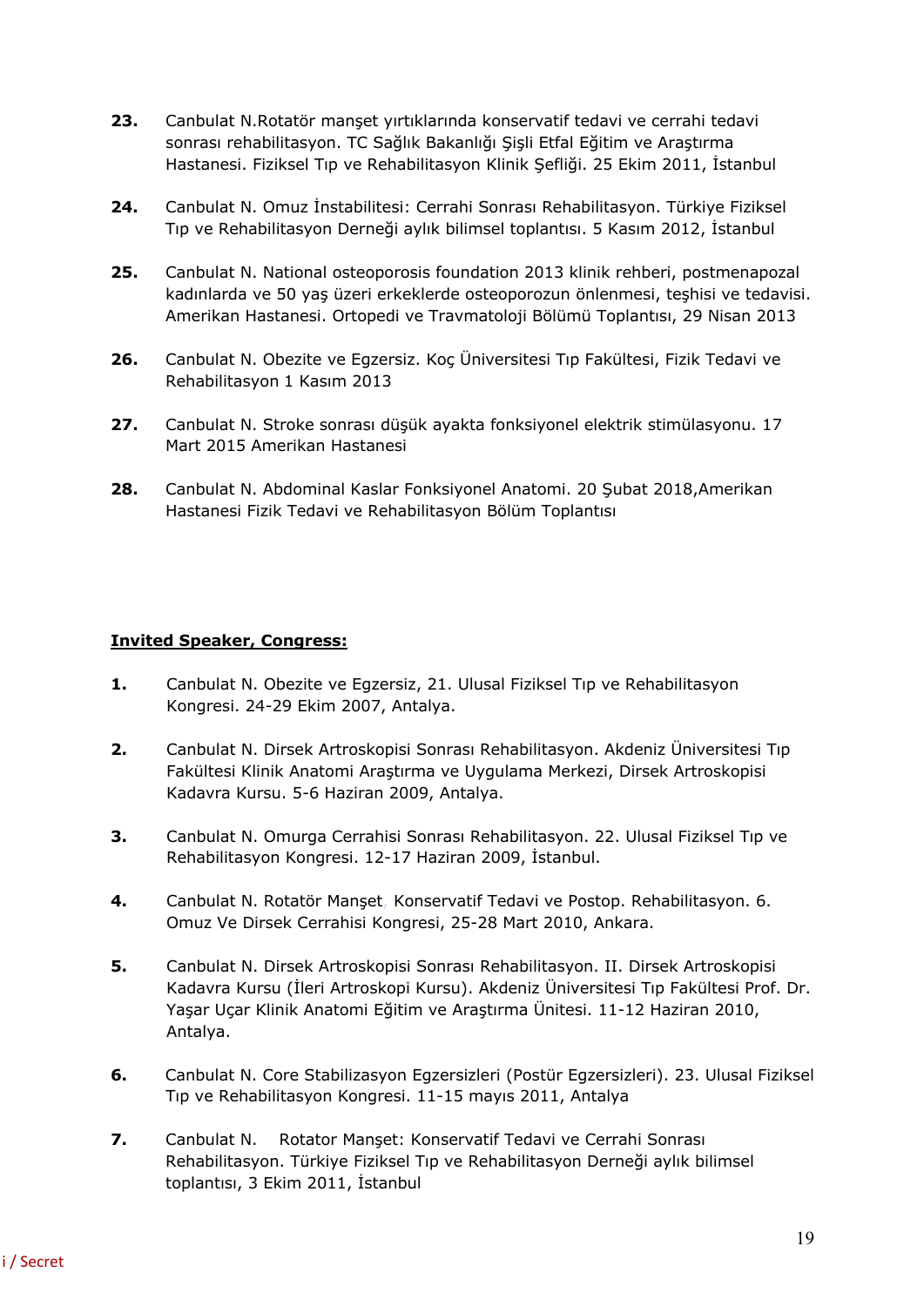23. Canbulat N.Rotatör manşet yırtıklarında konservatif tedavi ve cerrahi tedavi sonrası rehabilitasyon. TC Sağlık Bakanlığı Şişli Etfal Eğitim ve Araştırma Hastanesi. Fiziksel Tıp ve Rehabilitasyon Klinik Şefliği. 25 Ekim 2011, İstanbul

24. Canbulat N. Omuz İnstabilitesi: Cerrahi Sonrası Rehabilitasyon. Türkiye Fiziksel Tıp ve Rehabilitasyon Derneği aylık bilimsel toplantısı. 5 Kasım 2012, İstanbul

25. Canbulat N. National osteoporosis foundation 2013 klinik rehberi, postmenapozal kadınlarda ve 50 yaş üzeri erkeklerde osteoporozun önlenmesi, teşhisi ve tedavisi. Amerikan Hastanesi. Ortopedi ve Travmatoloji Bölümü Toplantısı, 29 Nisan 2013

26. Canbulat N. Obezite ve Egzersiz. Koç Üniversitesi Tıp Fakültesi, Fizik Tedavi ve Rehabilitasyon 1 Kasım 2013

27. Canbulat N. Stroke sonrası düşük ayakta fonksiyonel elektrik stimülasyonu. 17 Mart 2015 Amerikan Hastanesi

28. Canbulat N. Abdominal Kaslar Fonksiyonel Anatomi. 20 Şubat 2018,Amerikan Hastanesi Fizik Tedavi ve Rehabilitasyon Bölüm Toplantısı

**Invited Speaker, Congress:**

1. Canbulat N. Obezite ve Egzersiz, 21. Ulusal Fiziksel Tıp ve Rehabilitasyon Kongresi. 24-29 Ekim 2007, Antalya.

2. Canbulat N. Dirsek Artroskopisi Sonrası Rehabilitasyon. Akdeniz Üniversitesi Tıp Fakültesi Klinik Anatomi Araştırma ve Uygulama Merkezi, Dirsek Artroskopisi Kadavra Kursu. 5-6 Haziran 2009, Antalya.

3. Canbulat N. Omurga Cerrahisi Sonrası Rehabilitasyon. 22. Ulusal Fiziksel Tıp ve Rehabilitasyon Kongresi. 12-17 Haziran 2009, İstanbul.

4. Canbulat N. Rotatör Manşet, Konservatif Tedavi ve Postop. Rehabilitasyon. 6. Omuz Ve Dirsek Cerrahisi Kongresi, 25-28 Mart 2010, Ankara.

5. Canbulat N. Dirsek Artroskopisi Sonrası Rehabilitasyon. II. Dirsek Artroskopisi Kadavra Kursu (İleri Artroskopi Kursu). Akdeniz Üniversitesi Tıp Fakültesi Prof. Dr. Yaşar Uçar Klinik Anatomi Eğitim ve Araştırma Ünitesi. 11-12 Haziran 2010, Antalya.

6. Canbulat N. Core Stabilizasyon Egzersizleri (Postür Egzersizleri). 23. Ulusal Fiziksel Tıp ve Rehabilitasyon Kongresi. 11-15 mayıs 2011, Antalya

7. Canbulat N. Rotator Manşet: Konservatif Tedavi ve Cerrahi Sonrası Rehabilitasyon. Türkiye Fiziksel Tıp ve Rehabilitasyon Derneği aylık bilimsel toplantısı, 3 Ekim 2011, İstanbul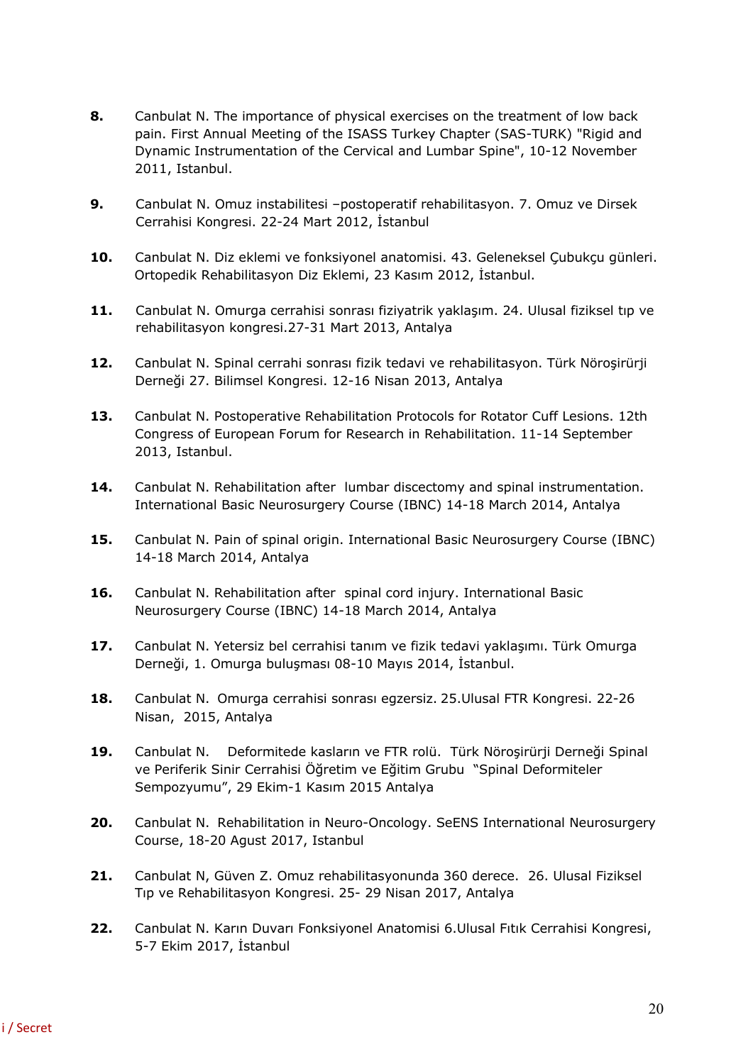8. Canbulat N. The importance of physical exercises on the treatment of low back pain. First Annual Meeting of the ISASS Turkey Chapter (SAS-TURK) "Rigid and Dynamic Instrumentation of the Cervical and Lumbar Spine", 10-12 November 2011, Istanbul.

9. Canbulat N. Omuz instabilitesi –postoperatif rehabilitasyon. 7. Omuz ve Dirsek Cerrahisi Kongresi. 22-24 Mart 2012, İstanbul

10. Canbulat N. Diz eklemi ve fonksiyonel anatomisi. 43. Geleneksel Çubukçu günleri. Ortopedik Rehabilitasyon Diz Eklemi, 23 Kasım 2012, İstanbul.

11. Canbulat N. Omurga cerrahisi sonrası fiziyatrik yaklaşım. 24. Ulusal fiziksel tıp ve rehabilitasyon kongresi.27-31 Mart 2013, Antalya

12. Canbulat N. Spinal cerrahi sonrası fizik tedavi ve rehabilitasyon. Türk Nöroşirürji Derneği 27. Bilimsel Kongresi. 12-16 Nisan 2013, Antalya

13. Canbulat N. Postoperative Rehabilitation Protocols for Rotator Cuff Lesions. 12th Congress of European Forum for Research in Rehabilitation. 11-14 September 2013, Istanbul.

14. Canbulat N. Rehabilitation after lumbar discectomy and spinal instrumentation. International Basic Neurosurgery Course (IBNC) 14-18 March 2014, Antalya

15. Canbulat N. Pain of spinal origin. International Basic Neurosurgery Course (IBNC) 14-18 March 2014, Antalya

16. Canbulat N. Rehabilitation after spinal cord injury. International Basic Neurosurgery Course (IBNC) 14-18 March 2014, Antalya

17. Canbulat N. Yetersiz bel cerrahisi tanım ve fizik tedavi yaklaşımı. Türk Omurga Derneği, 1. Omurga buluşması 08-10 Mayıs 2014, İstanbul.

18. Canbulat N. Omurga cerrahisi sonrası egzersiz. 25.Ulusal FTR Kongresi. 22-26 Nisan, 2015, Antalya

19. Canbulat N. Deformitede kasların ve FTR rolü. Türk Nöroşirürji Derneği Spinal ve Periferik Sinir Cerrahisi Öğretim ve Eğitim Grubu "Spinal Deformiteler Sempozyumu", 29 Ekim-1 Kasım 2015 Antalya

20. Canbulat N. Rehabilitation in Neuro-Oncology. SeENS International Neurosurgery Course, 18-20 Agust 2017, Istanbul

21. Canbulat N, Güven Z. Omuz rehabilitasyonunda 360 derece. 26. Ulusal Fiziksel Tıp ve Rehabilitasyon Kongresi. 25- 29 Nisan 2017, Antalya

22. Canbulat N. Karın Duvarı Fonksiyonel Anatomisi 6.Ulusal Fıtık Cerrahisi Kongresi, 5-7 Ekim 2017, İstanbul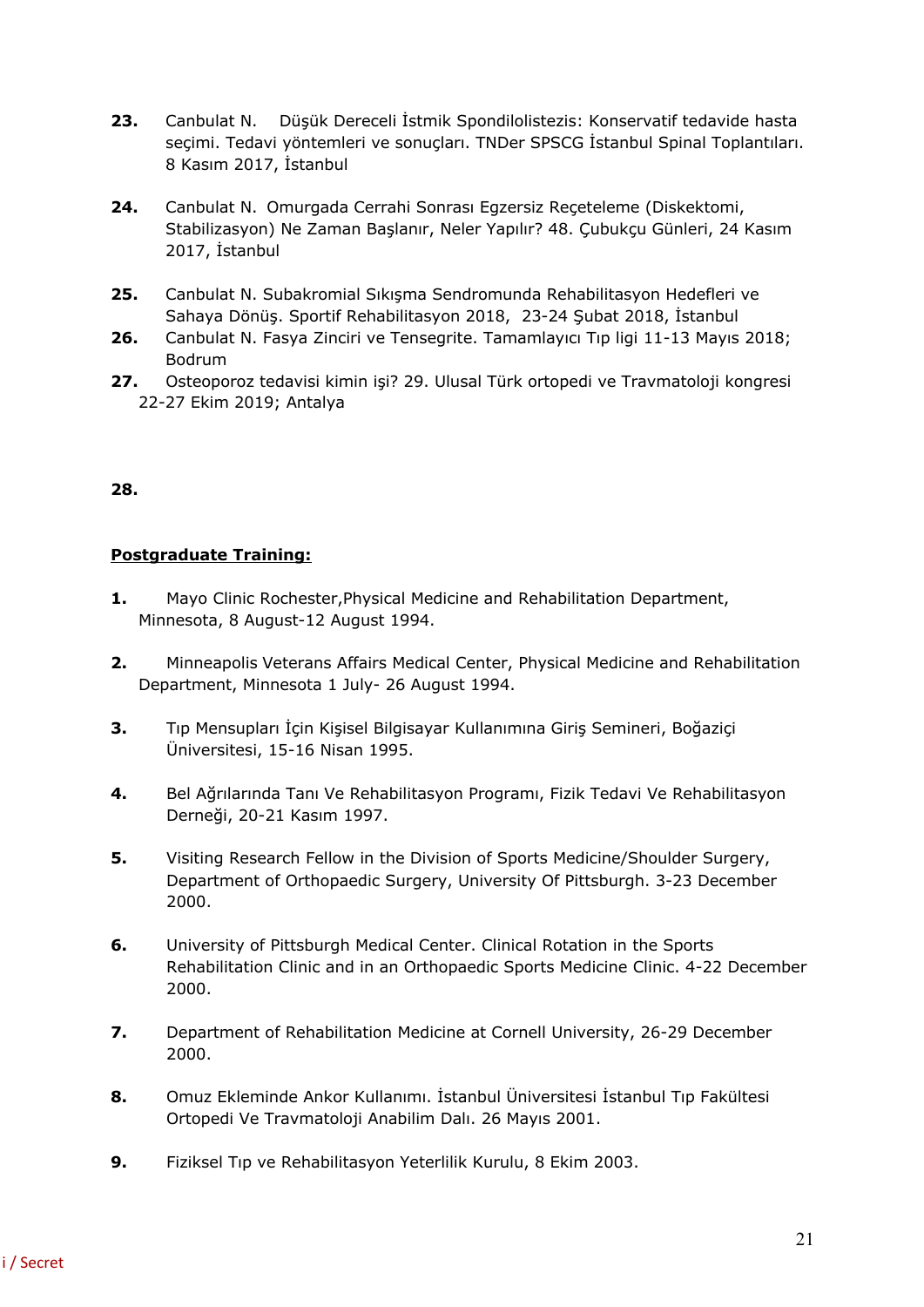23. Canbulat N. Düşük Dereceli İstmik Spondilolistezis: Konservatif tedavide hasta seçimi. Tedavi yöntemleri ve sonuçları. TNDer SPSCG İstanbul Spinal Toplantıları. 8 Kasım 2017, İstanbul

24. Canbulat N. Omurgada Cerrahi Sonrası Egzersiz Reçeteleme (Diskektomi, Stabilizasyon) Ne Zaman Başlanır, Neler Yapılır? 48. Çubukçu Günleri, 24 Kasım 2017, İstanbul

25. Canbulat N. Subakromial Sıkışma Sendromunda Rehabilitasyon Hedefleri ve Sahaya Dönüş. Sportif Rehabilitasyon 2018, 23-24 Şubat 2018, İstanbul
26. Canbulat N. Fasya Zinciri ve Tensegrite. Tamamlayıcı Tıp ligi 11-13 Mayıs 2018; Bodrum
27. Osteoporoz tedavisi kimin işi? 29. Ulusal Türk ortopedi ve Travmatoloji kongresi 22-27 Ekim 2019; Antalya

28.

**Postgraduate Training:**

1. Mayo Clinic Rochester,Physical Medicine and Rehabilitation Department, Minnesota, 8 August-12 August 1994.

2. Minneapolis Veterans Affairs Medical Center, Physical Medicine and Rehabilitation Department, Minnesota 1 July- 26 August 1994.

3. Tıp Mensupları İçin Kişisel Bilgisayar Kullanımına Giriş Semineri, Boğaziçi Üniversitesi, 15-16 Nisan 1995.

4. Bel Ağrılarında Tanı Ve Rehabilitasyon Programı, Fizik Tedavi Ve Rehabilitasyon Derneği, 20-21 Kasım 1997.

5. Visiting Research Fellow in the Division of Sports Medicine/Shoulder Surgery, Department of Orthopaedic Surgery, University Of Pittsburgh. 3-23 December 2000.

6. University of Pittsburgh Medical Center. Clinical Rotation in the Sports Rehabilitation Clinic and in an Orthopaedic Sports Medicine Clinic. 4-22 December 2000.

7. Department of Rehabilitation Medicine at Cornell University, 26-29 December 2000.

8. Omuz Ekleminde Ankor Kullanımı. İstanbul Üniversitesi İstanbul Tıp Fakültesi Ortopedi Ve Travmatoloji Anabilim Dalı. 26 Mayıs 2001.

9. Fiziksel Tıp ve Rehabilitasyon Yeterlilik Kurulu, 8 Ekim 2003.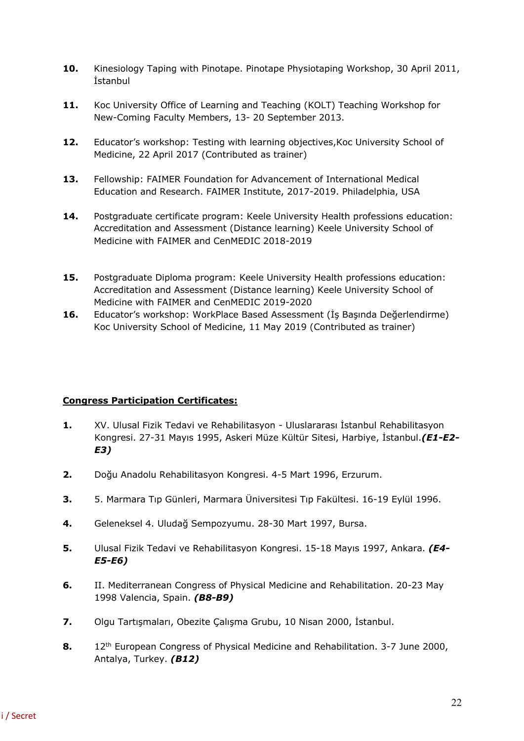10. Kinesiology Taping with Pinotape. Pinotape Physiotaping Workshop, 30 April 2011, İstanbul

11. Koc University Office of Learning and Teaching (KOLT) Teaching Workshop for New-Coming Faculty Members, 13- 20 September 2013.

12. Educator's workshop: Testing with learning objectives,Koc University School of Medicine, 22 April 2017 (Contributed as trainer)

13. Fellowship: FAIMER Foundation for Advancement of International Medical Education and Research. FAIMER Institute, 2017-2019. Philadelphia, USA

14. Postgraduate certificate program: Keele University Health professions education: Accreditation and Assessment (Distance learning) Keele University School of Medicine with FAIMER and CenMEDIC 2018-2019

15. Postgraduate Diploma program: Keele University Health professions education: Accreditation and Assessment (Distance learning) Keele University School of Medicine with FAIMER and CenMEDIC 2019-2020

16. Educator's workshop: WorkPlace Based Assessment (İş Başında Değerlendirme) Koc University School of Medicine, 11 May 2019 (Contributed as trainer)

**Congress Participation Certificates:**

1. XV. Ulusal Fizik Tedavi ve Rehabilitasyon - Uluslararası İstanbul Rehabilitasyon Kongresi. 27-31 Mayıs 1995, Askeri Müze Kültür Sitesi, Harbiye, İstanbul.***(E1-E2-E3)***

2. Doğu Anadolu Rehabilitasyon Kongresi. 4-5 Mart 1996, Erzurum.

3. 5. Marmara Tıp Günleri, Marmara Üniversitesi Tıp Fakültesi. 16-19 Eylül 1996.

4. Geleneksel 4. Uludağ Sempozyumu. 28-30 Mart 1997, Bursa.

5. Ulusal Fizik Tedavi ve Rehabilitasyon Kongresi. 15-18 Mayıs 1997, Ankara. ***(E4-E5-E6)***

6. II. Mediterranean Congress of Physical Medicine and Rehabilitation. 20-23 May 1998 Valencia, Spain. ***(B8-B9)***

7. Olgu Tartışmaları, Obezite Çalışma Grubu, 10 Nisan 2000, İstanbul.

8. 12th European Congress of Physical Medicine and Rehabilitation. 3-7 June 2000, Antalya, Turkey. ***(B12)***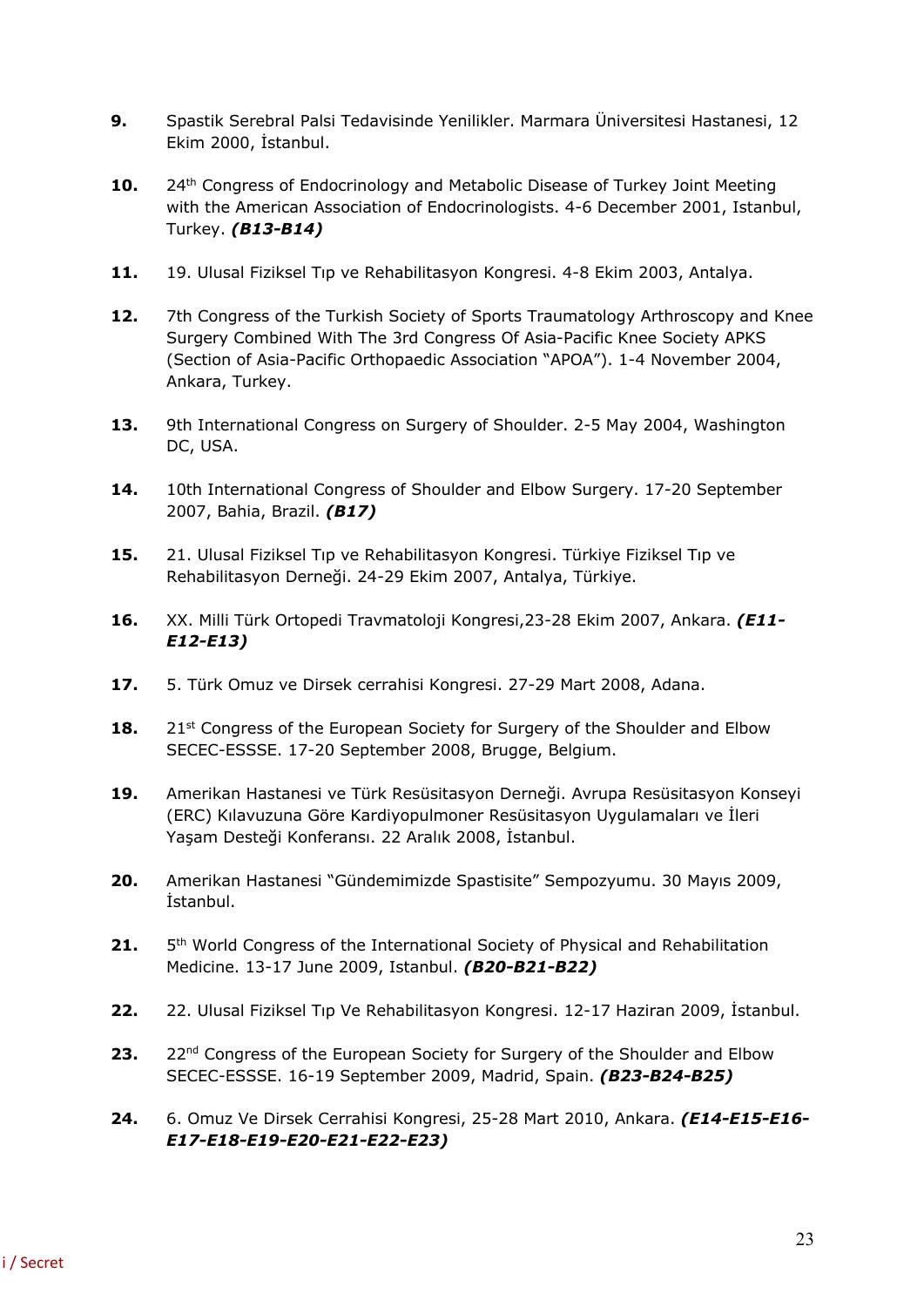9. Spastik Serebral Palsi Tedavisinde Yenilikler. Marmara Üniversitesi Hastanesi, 12 Ekim 2000, İstanbul.

10. 24th Congress of Endocrinology and Metabolic Disease of Turkey Joint Meeting with the American Association of Endocrinologists. 4-6 December 2001, Istanbul, Turkey. ***(B13-B14)***

11. 19. Ulusal Fiziksel Tıp ve Rehabilitasyon Kongresi. 4-8 Ekim 2003, Antalya.

12. 7th Congress of the Turkish Society of Sports Traumatology Arthroscopy and Knee Surgery Combined With The 3rd Congress Of Asia-Pacific Knee Society APKS (Section of Asia-Pacific Orthopaedic Association “APOA”). 1-4 November 2004, Ankara, Turkey.

13. 9th International Congress on Surgery of Shoulder. 2-5 May 2004, Washington DC, USA.

14. 10th International Congress of Shoulder and Elbow Surgery. 17-20 September 2007, Bahia, Brazil. ***(B17)***

15. 21. Ulusal Fiziksel Tıp ve Rehabilitasyon Kongresi. Türkiye Fiziksel Tıp ve Rehabilitasyon Derneği. 24-29 Ekim 2007, Antalya, Türkiye.

16. XX. Milli Türk Ortopedi Travmatoloji Kongresi,23-28 Ekim 2007, Ankara. ***(E11-E12-E13)***

17. 5. Türk Omuz ve Dirsek cerrahisi Kongresi. 27-29 Mart 2008, Adana.

18. 21st Congress of the European Society for Surgery of the Shoulder and Elbow SECEC-ESSSE. 17-20 September 2008, Brugge, Belgium.

19. Amerikan Hastanesi ve Türk Resüsitasyon Derneği. Avrupa Resüsitasyon Konseyi (ERC) Kılavuzuna Göre Kardiyopulmoner Resüsitasyon Uygulamaları ve İleri Yaşam Desteği Konferansı. 22 Aralık 2008, İstanbul.

20. Amerikan Hastanesi “Gündemimizde Spastisite” Sempozyumu. 30 Mayıs 2009, İstanbul.

21. 5th World Congress of the International Society of Physical and Rehabilitation Medicine. 13-17 June 2009, Istanbul. ***(B20-B21-B22)***

22. 22. Ulusal Fiziksel Tıp Ve Rehabilitasyon Kongresi. 12-17 Haziran 2009, İstanbul.

23. 22nd Congress of the European Society for Surgery of the Shoulder and Elbow SECEC-ESSSE. 16-19 September 2009, Madrid, Spain. ***(B23-B24-B25)***

24. 6. Omuz Ve Dirsek Cerrahisi Kongresi, 25-28 Mart 2010, Ankara. ***(E14-E15-E16-E17-E18-E19-E20-E21-E22-E23)***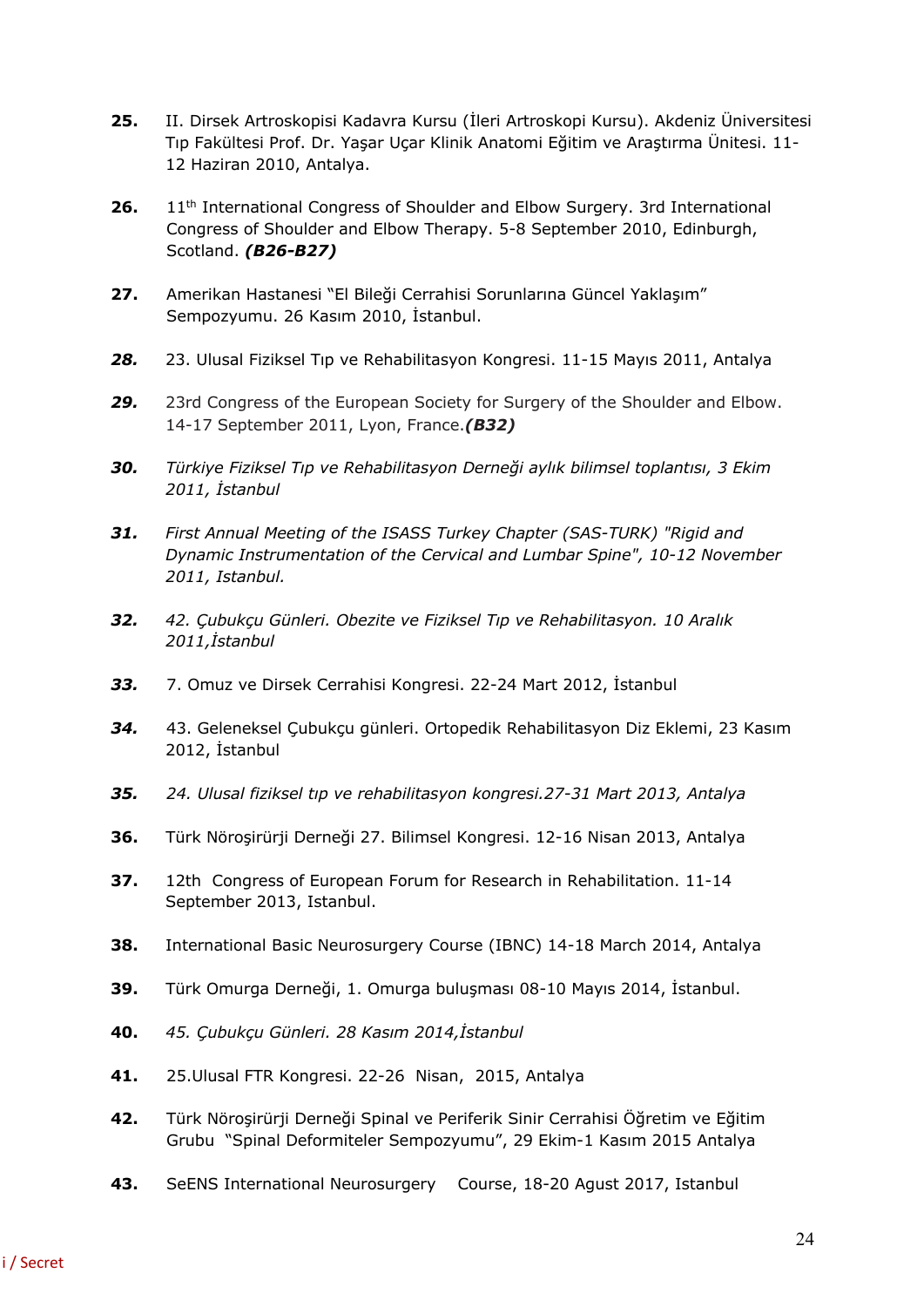**25.** II. Dirsek Artroskopisi Kadavra Kursu (İleri Artroskopi Kursu). Akdeniz Üniversitesi Tıp Fakültesi Prof. Dr. Yaşar Uçar Klinik Anatomi Eğitim ve Araştırma Ünitesi. 11-12 Haziran 2010, Antalya.

**26.** 11th International Congress of Shoulder and Elbow Surgery. 3rd International Congress of Shoulder and Elbow Therapy. 5-8 September 2010, Edinburgh, Scotland. ***(B26-B27)***

**27.** Amerikan Hastanesi "El Bileği Cerrahisi Sorunlarına Güncel Yaklaşım" Sempozyumu. 26 Kasım 2010, İstanbul.

***28.*** 23. Ulusal Fiziksel Tıp ve Rehabilitasyon Kongresi. 11-15 Mayıs 2011, Antalya

***29.*** 23rd Congress of the European Society for Surgery of the Shoulder and Elbow. 14-17 September 2011, Lyon, France.***(B32)***

***30.*** *Türkiye Fiziksel Tıp ve Rehabilitasyon Derneği aylık bilimsel toplantısı, 3 Ekim 2011, İstanbul*

***31.*** *First Annual Meeting of the ISASS Turkey Chapter (SAS-TURK) "Rigid and Dynamic Instrumentation of the Cervical and Lumbar Spine", 10-12 November 2011, Istanbul.*

***32.*** *42. Çubukçu Günleri. Obezite ve Fiziksel Tıp ve Rehabilitasyon. 10 Aralık 2011,İstanbul*

***33.*** 7. Omuz ve Dirsek Cerrahisi Kongresi. 22-24 Mart 2012, İstanbul

***34.*** 43. Geleneksel Çubukçu günleri. Ortopedik Rehabilitasyon Diz Eklemi, 23 Kasım 2012, İstanbul

***35.*** *24. Ulusal fiziksel tıp ve rehabilitasyon kongresi.27-31 Mart 2013, Antalya*

**36.** Türk Nöroşirürji Derneği 27. Bilimsel Kongresi. 12-16 Nisan 2013, Antalya

**37.** 12th Congress of European Forum for Research in Rehabilitation. 11-14 September 2013, Istanbul.

**38.** International Basic Neurosurgery Course (IBNC) 14-18 March 2014, Antalya

**39.** Türk Omurga Derneği, 1. Omurga buluşması 08-10 Mayıs 2014, İstanbul.

**40.** *45. Çubukçu Günleri. 28 Kasım 2014,İstanbul*

**41.** 25.Ulusal FTR Kongresi. 22-26 Nisan, 2015, Antalya

**42.** Türk Nöroşirürji Derneği Spinal ve Periferik Sinir Cerrahisi Öğretim ve Eğitim Grubu "Spinal Deformiteler Sempozyumu", 29 Ekim-1 Kasım 2015 Antalya

**43.** SeENS International Neurosurgery Course, 18-20 Agust 2017, Istanbul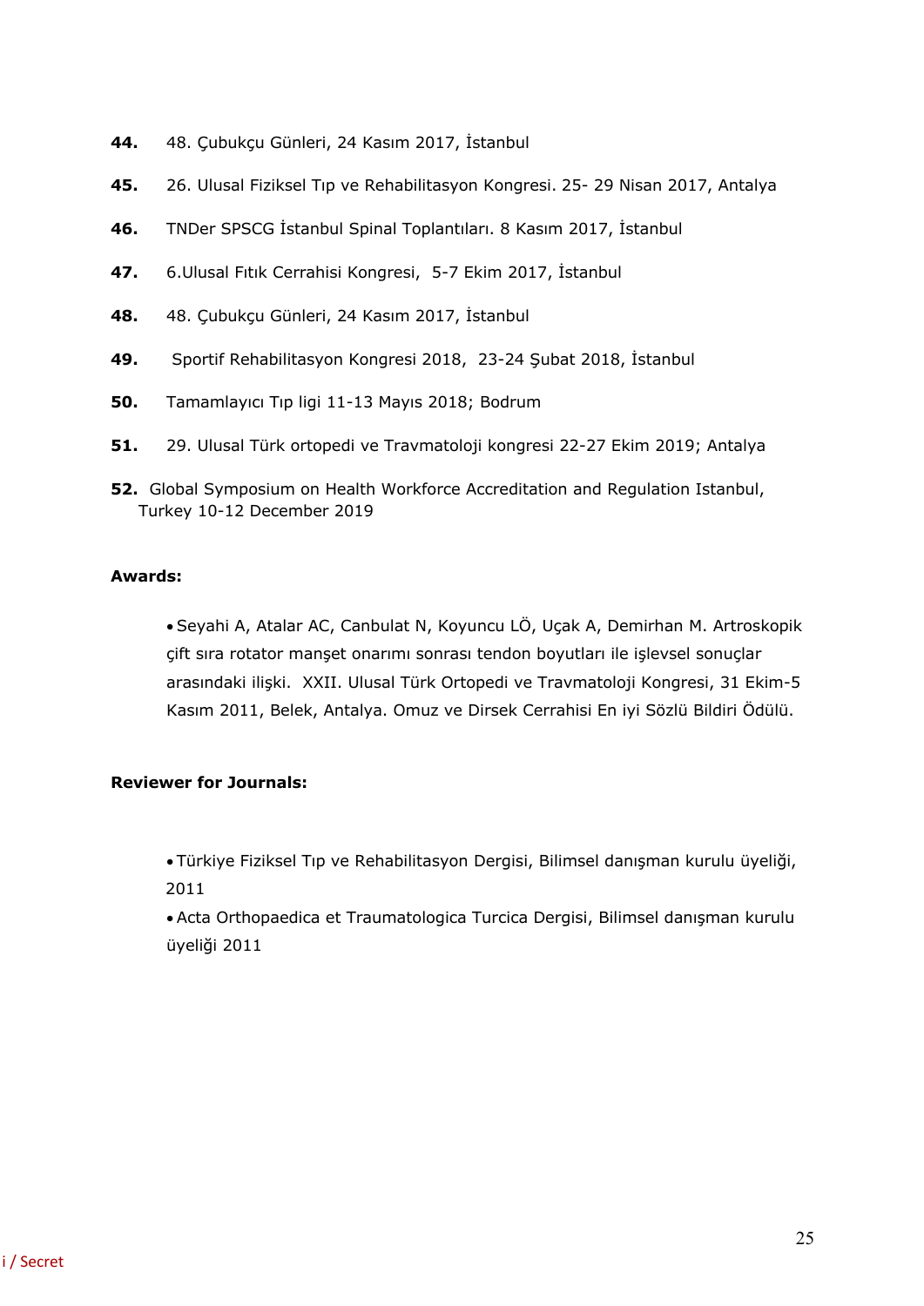44. 48. Çubukçu Günleri, 24 Kasım 2017, İstanbul

45. 26. Ulusal Fiziksel Tıp ve Rehabilitasyon Kongresi. 25- 29 Nisan 2017, Antalya

46. TNDer SPSCG İstanbul Spinal Toplantıları. 8 Kasım 2017, İstanbul

47. 6.Ulusal Fıtık Cerrahisi Kongresi, 5-7 Ekim 2017, İstanbul

48. 48. Çubukçu Günleri, 24 Kasım 2017, İstanbul

49. Sportif Rehabilitasyon Kongresi 2018, 23-24 Şubat 2018, İstanbul

50. Tamamlayıcı Tıp ligi 11-13 Mayıs 2018; Bodrum

51. 29. Ulusal Türk ortopedi ve Travmatoloji kongresi 22-27 Ekim 2019; Antalya

52. Global Symposium on Health Workforce Accreditation and Regulation Istanbul, Turkey 10-12 December 2019

**Awards:**

- Seyahi A, Atalar AC, Canbulat N, Koyuncu LÖ, Uçak A, Demirhan M. Artroskopik çift sıra rotator manşet onarımı sonrası tendon boyutları ile işlevsel sonuçlar arasındaki ilişki. XXII. Ulusal Türk Ortopedi ve Travmatoloji Kongresi, 31 Ekim-5 Kasım 2011, Belek, Antalya. Omuz ve Dirsek Cerrahisi En iyi Sözlü Bildiri Ödülü.

**Reviewer for Journals:**

- Türkiye Fiziksel Tıp ve Rehabilitasyon Dergisi, Bilimsel danışman kurulu üyeliği, 2011
- Acta Orthopaedica et Traumatologica Turcica Dergisi, Bilimsel danışman kurulu üyeliği 2011